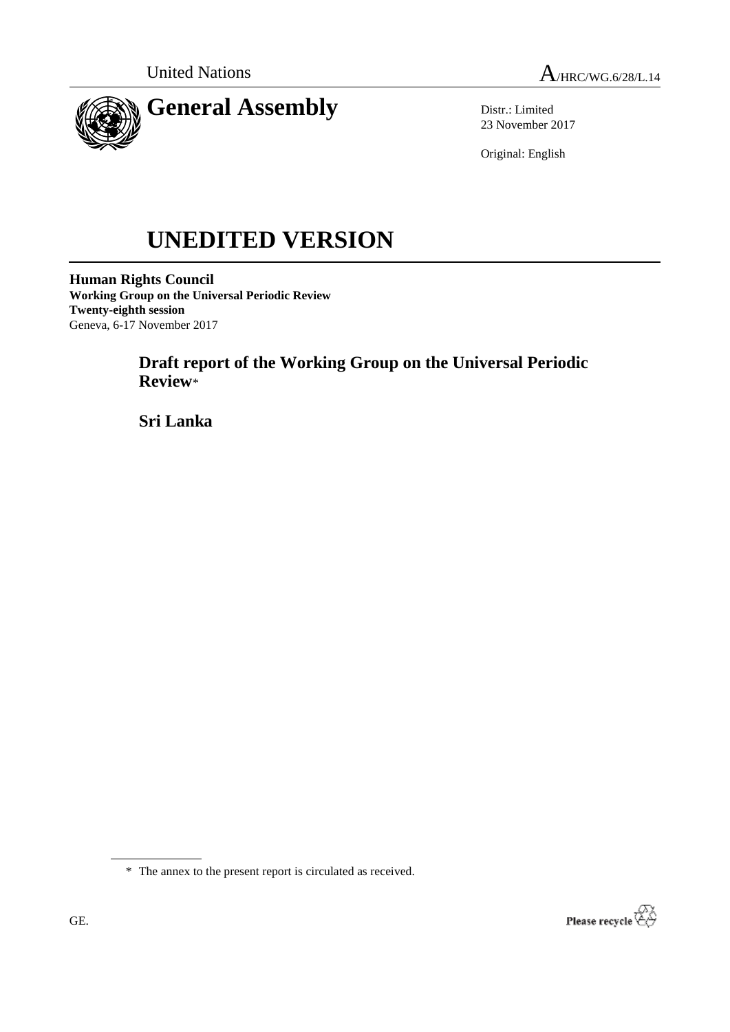United Nations

A/HRC/WG.6/28/L.14

# General Assembly

Distr.: Limited
23 November 2017

Original: English

# UNEDITED VERSION

**Human Rights Council**
**Working Group on the Universal Periodic Review**
**Twenty-eighth session**
Geneva, 6-17 November 2017

## Draft report of the Working Group on the Universal Periodic Review*

## Sri Lanka

---

* The annex to the present report is circulated as received.

GE.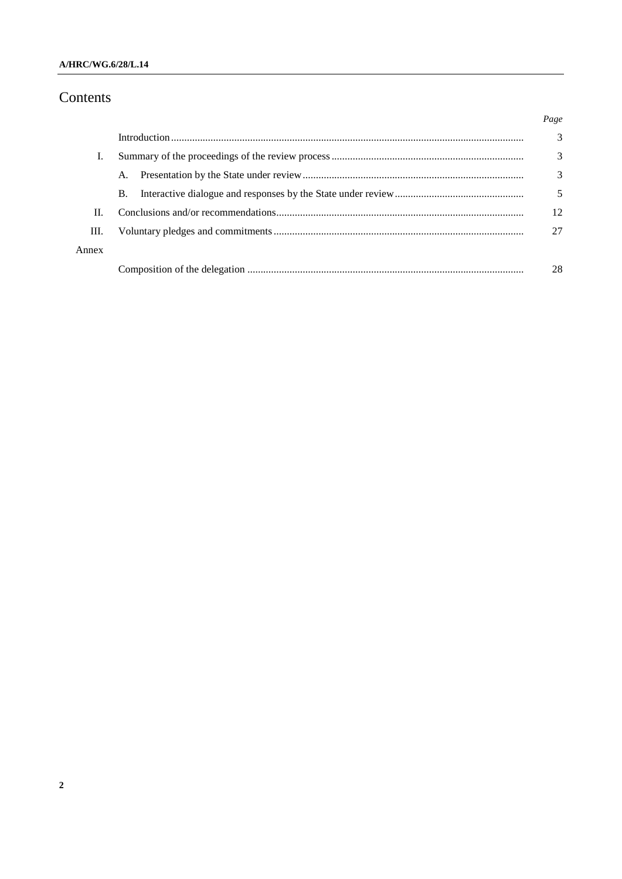# Contents

| | | Page |
|---|---|---|
| | Introduction | 3 |
| I. | Summary of the proceedings of the review process | 3 |
| | A. Presentation by the State under review | 3 |
| | B. Interactive dialogue and responses by the State under review | 5 |
| II. | Conclusions and/or recommendations | 12 |
| III. | Voluntary pledges and commitments | 27 |
| Annex | | |
| | Composition of the delegation | 28 |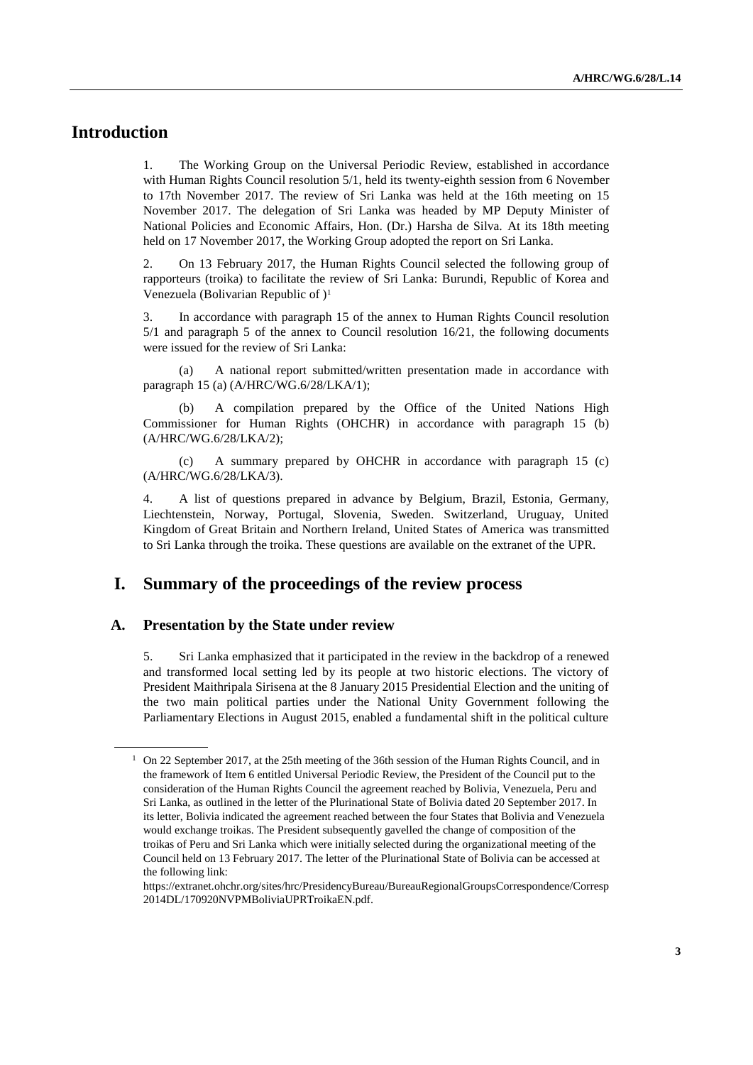# Introduction

1. The Working Group on the Universal Periodic Review, established in accordance with Human Rights Council resolution 5/1, held its twenty-eighth session from 6 November to 17th November 2017. The review of Sri Lanka was held at the 16th meeting on 15 November 2017. The delegation of Sri Lanka was headed by MP Deputy Minister of National Policies and Economic Affairs, Hon. (Dr.) Harsha de Silva. At its 18th meeting held on 17 November 2017, the Working Group adopted the report on Sri Lanka.

2. On 13 February 2017, the Human Rights Council selected the following group of rapporteurs (troika) to facilitate the review of Sri Lanka: Burundi, Republic of Korea and Venezuela (Bolivarian Republic of )[1]

3. In accordance with paragraph 15 of the annex to Human Rights Council resolution 5/1 and paragraph 5 of the annex to Council resolution 16/21, the following documents were issued for the review of Sri Lanka:

(a) A national report submitted/written presentation made in accordance with paragraph 15 (a) (A/HRC/WG.6/28/LKA/1);

(b) A compilation prepared by the Office of the United Nations High Commissioner for Human Rights (OHCHR) in accordance with paragraph 15 (b) (A/HRC/WG.6/28/LKA/2);

(c) A summary prepared by OHCHR in accordance with paragraph 15 (c) (A/HRC/WG.6/28/LKA/3).

4. A list of questions prepared in advance by Belgium, Brazil, Estonia, Germany, Liechtenstein, Norway, Portugal, Slovenia, Sweden. Switzerland, Uruguay, United Kingdom of Great Britain and Northern Ireland, United States of America was transmitted to Sri Lanka through the troika. These questions are available on the extranet of the UPR.

# I. Summary of the proceedings of the review process

## A. Presentation by the State under review

5. Sri Lanka emphasized that it participated in the review in the backdrop of a renewed and transformed local setting led by its people at two historic elections. The victory of President Maithripala Sirisena at the 8 January 2015 Presidential Election and the uniting of the two main political parties under the National Unity Government following the Parliamentary Elections in August 2015, enabled a fundamental shift in the political culture

[1] On 22 September 2017, at the 25th meeting of the 36th session of the Human Rights Council, and in the framework of Item 6 entitled Universal Periodic Review, the President of the Council put to the consideration of the Human Rights Council the agreement reached by Bolivia, Venezuela, Peru and Sri Lanka, as outlined in the letter of the Plurinational State of Bolivia dated 20 September 2017. In its letter, Bolivia indicated the agreement reached between the four States that Bolivia and Venezuela would exchange troikas. The President subsequently gavelled the change of composition of the troikas of Peru and Sri Lanka which were initially selected during the organizational meeting of the Council held on 13 February 2017. The letter of the Plurinational State of Bolivia can be accessed at the following link: https://extranet.ohchr.org/sites/hrc/PresidencyBureau/BureauRegionalGroupsCorrespondence/Corresp2014DL/170920NVPMBoliviaUPRTroikaEN.pdf.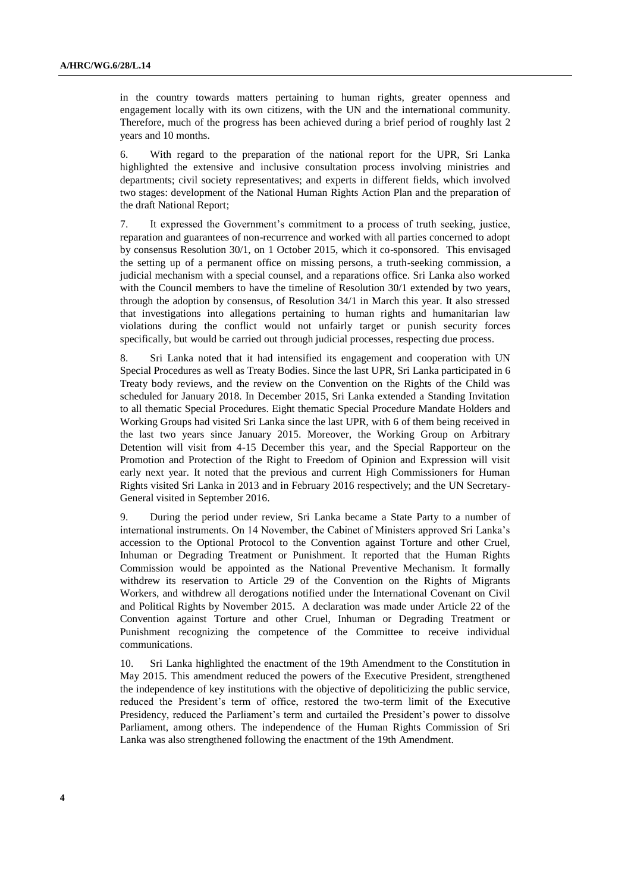in the country towards matters pertaining to human rights, greater openness and engagement locally with its own citizens, with the UN and the international community. Therefore, much of the progress has been achieved during a brief period of roughly last 2 years and 10 months.

6. With regard to the preparation of the national report for the UPR, Sri Lanka highlighted the extensive and inclusive consultation process involving ministries and departments; civil society representatives; and experts in different fields, which involved two stages: development of the National Human Rights Action Plan and the preparation of the draft National Report;

7. It expressed the Government's commitment to a process of truth seeking, justice, reparation and guarantees of non-recurrence and worked with all parties concerned to adopt by consensus Resolution 30/1, on 1 October 2015, which it co-sponsored. This envisaged the setting up of a permanent office on missing persons, a truth-seeking commission, a judicial mechanism with a special counsel, and a reparations office. Sri Lanka also worked with the Council members to have the timeline of Resolution 30/1 extended by two years, through the adoption by consensus, of Resolution 34/1 in March this year. It also stressed that investigations into allegations pertaining to human rights and humanitarian law violations during the conflict would not unfairly target or punish security forces specifically, but would be carried out through judicial processes, respecting due process.

8. Sri Lanka noted that it had intensified its engagement and cooperation with UN Special Procedures as well as Treaty Bodies. Since the last UPR, Sri Lanka participated in 6 Treaty body reviews, and the review on the Convention on the Rights of the Child was scheduled for January 2018. In December 2015, Sri Lanka extended a Standing Invitation to all thematic Special Procedures. Eight thematic Special Procedure Mandate Holders and Working Groups had visited Sri Lanka since the last UPR, with 6 of them being received in the last two years since January 2015. Moreover, the Working Group on Arbitrary Detention will visit from 4-15 December this year, and the Special Rapporteur on the Promotion and Protection of the Right to Freedom of Opinion and Expression will visit early next year. It noted that the previous and current High Commissioners for Human Rights visited Sri Lanka in 2013 and in February 2016 respectively; and the UN Secretary-General visited in September 2016.

9. During the period under review, Sri Lanka became a State Party to a number of international instruments. On 14 November, the Cabinet of Ministers approved Sri Lanka's accession to the Optional Protocol to the Convention against Torture and other Cruel, Inhuman or Degrading Treatment or Punishment. It reported that the Human Rights Commission would be appointed as the National Preventive Mechanism. It formally withdrew its reservation to Article 29 of the Convention on the Rights of Migrants Workers, and withdrew all derogations notified under the International Covenant on Civil and Political Rights by November 2015. A declaration was made under Article 22 of the Convention against Torture and other Cruel, Inhuman or Degrading Treatment or Punishment recognizing the competence of the Committee to receive individual communications.

10. Sri Lanka highlighted the enactment of the 19th Amendment to the Constitution in May 2015. This amendment reduced the powers of the Executive President, strengthened the independence of key institutions with the objective of depoliticizing the public service, reduced the President's term of office, restored the two-term limit of the Executive Presidency, reduced the Parliament's term and curtailed the President's power to dissolve Parliament, among others. The independence of the Human Rights Commission of Sri Lanka was also strengthened following the enactment of the 19th Amendment.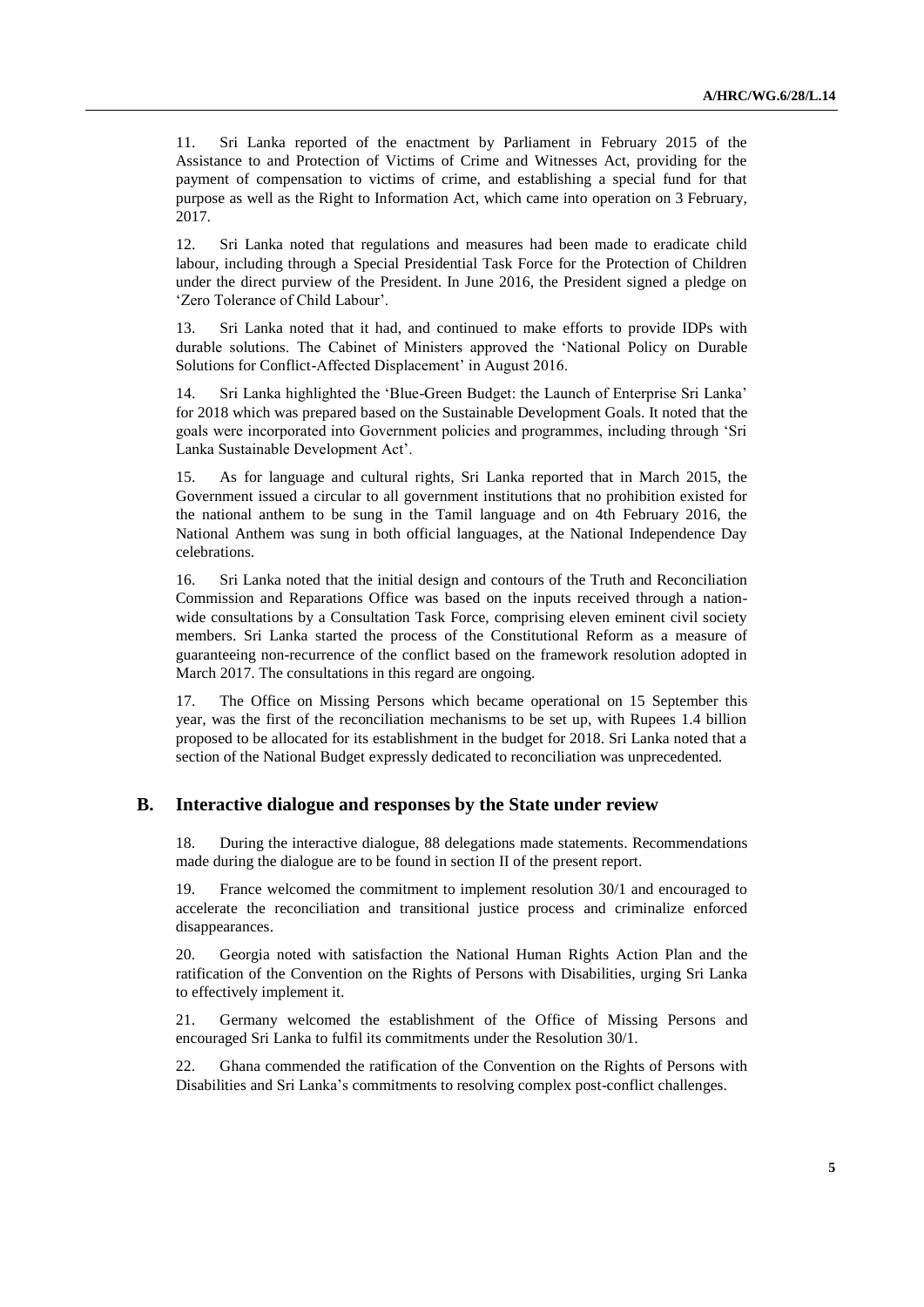11. Sri Lanka reported of the enactment by Parliament in February 2015 of the Assistance to and Protection of Victims of Crime and Witnesses Act, providing for the payment of compensation to victims of crime, and establishing a special fund for that purpose as well as the Right to Information Act, which came into operation on 3 February, 2017.

12. Sri Lanka noted that regulations and measures had been made to eradicate child labour, including through a Special Presidential Task Force for the Protection of Children under the direct purview of the President. In June 2016, the President signed a pledge on 'Zero Tolerance of Child Labour'.

13. Sri Lanka noted that it had, and continued to make efforts to provide IDPs with durable solutions. The Cabinet of Ministers approved the 'National Policy on Durable Solutions for Conflict-Affected Displacement' in August 2016.

14. Sri Lanka highlighted the 'Blue-Green Budget: the Launch of Enterprise Sri Lanka' for 2018 which was prepared based on the Sustainable Development Goals. It noted that the goals were incorporated into Government policies and programmes, including through 'Sri Lanka Sustainable Development Act'.

15. As for language and cultural rights, Sri Lanka reported that in March 2015, the Government issued a circular to all government institutions that no prohibition existed for the national anthem to be sung in the Tamil language and on 4th February 2016, the National Anthem was sung in both official languages, at the National Independence Day celebrations.

16. Sri Lanka noted that the initial design and contours of the Truth and Reconciliation Commission and Reparations Office was based on the inputs received through a nation-wide consultations by a Consultation Task Force, comprising eleven eminent civil society members. Sri Lanka started the process of the Constitutional Reform as a measure of guaranteeing non-recurrence of the conflict based on the framework resolution adopted in March 2017. The consultations in this regard are ongoing.

17. The Office on Missing Persons which became operational on 15 September this year, was the first of the reconciliation mechanisms to be set up, with Rupees 1.4 billion proposed to be allocated for its establishment in the budget for 2018. Sri Lanka noted that a section of the National Budget expressly dedicated to reconciliation was unprecedented.

## B. Interactive dialogue and responses by the State under review

18. During the interactive dialogue, 88 delegations made statements. Recommendations made during the dialogue are to be found in section II of the present report.

19. France welcomed the commitment to implement resolution 30/1 and encouraged to accelerate the reconciliation and transitional justice process and criminalize enforced disappearances.

20. Georgia noted with satisfaction the National Human Rights Action Plan and the ratification of the Convention on the Rights of Persons with Disabilities, urging Sri Lanka to effectively implement it.

21. Germany welcomed the establishment of the Office of Missing Persons and encouraged Sri Lanka to fulfil its commitments under the Resolution 30/1.

22. Ghana commended the ratification of the Convention on the Rights of Persons with Disabilities and Sri Lanka's commitments to resolving complex post-conflict challenges.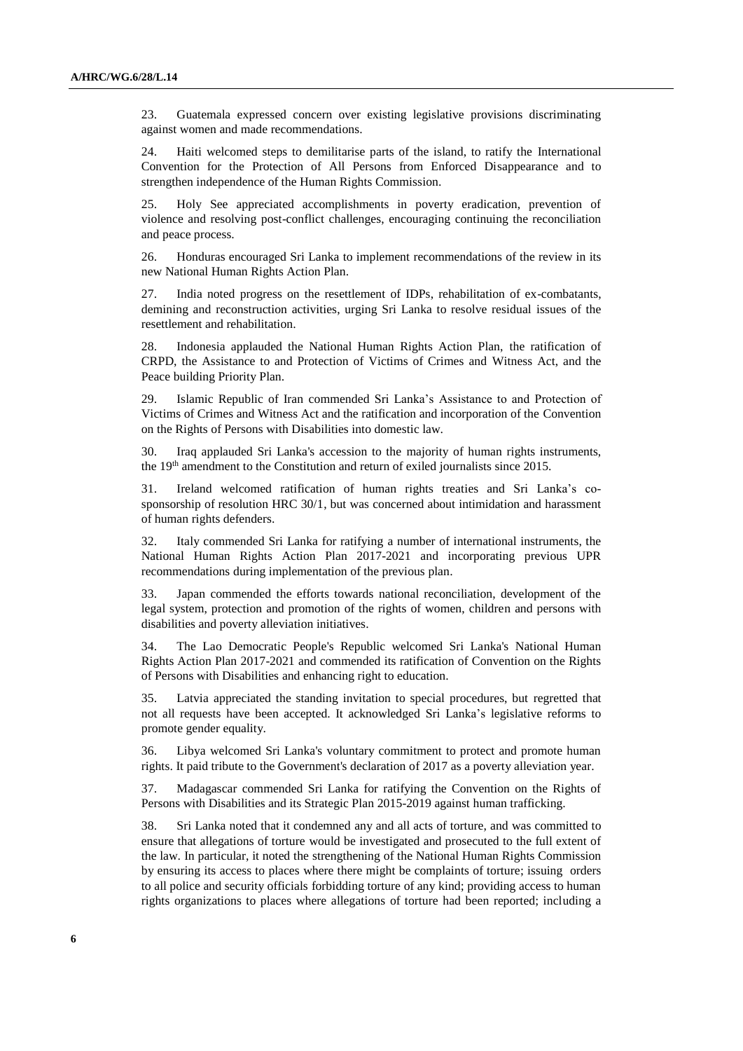23. Guatemala expressed concern over existing legislative provisions discriminating against women and made recommendations.

24. Haiti welcomed steps to demilitarise parts of the island, to ratify the International Convention for the Protection of All Persons from Enforced Disappearance and to strengthen independence of the Human Rights Commission.

25. Holy See appreciated accomplishments in poverty eradication, prevention of violence and resolving post-conflict challenges, encouraging continuing the reconciliation and peace process.

26. Honduras encouraged Sri Lanka to implement recommendations of the review in its new National Human Rights Action Plan.

27. India noted progress on the resettlement of IDPs, rehabilitation of ex-combatants, demining and reconstruction activities, urging Sri Lanka to resolve residual issues of the resettlement and rehabilitation.

28. Indonesia applauded the National Human Rights Action Plan, the ratification of CRPD, the Assistance to and Protection of Victims of Crimes and Witness Act, and the Peace building Priority Plan.

29. Islamic Republic of Iran commended Sri Lanka's Assistance to and Protection of Victims of Crimes and Witness Act and the ratification and incorporation of the Convention on the Rights of Persons with Disabilities into domestic law.

30. Iraq applauded Sri Lanka's accession to the majority of human rights instruments, the 19th amendment to the Constitution and return of exiled journalists since 2015.

31. Ireland welcomed ratification of human rights treaties and Sri Lanka's co-sponsorship of resolution HRC 30/1, but was concerned about intimidation and harassment of human rights defenders.

32. Italy commended Sri Lanka for ratifying a number of international instruments, the National Human Rights Action Plan 2017-2021 and incorporating previous UPR recommendations during implementation of the previous plan.

33. Japan commended the efforts towards national reconciliation, development of the legal system, protection and promotion of the rights of women, children and persons with disabilities and poverty alleviation initiatives.

34. The Lao Democratic People's Republic welcomed Sri Lanka's National Human Rights Action Plan 2017-2021 and commended its ratification of Convention on the Rights of Persons with Disabilities and enhancing right to education.

35. Latvia appreciated the standing invitation to special procedures, but regretted that not all requests have been accepted. It acknowledged Sri Lanka's legislative reforms to promote gender equality.

36. Libya welcomed Sri Lanka's voluntary commitment to protect and promote human rights. It paid tribute to the Government's declaration of 2017 as a poverty alleviation year.

37. Madagascar commended Sri Lanka for ratifying the Convention on the Rights of Persons with Disabilities and its Strategic Plan 2015-2019 against human trafficking.

38. Sri Lanka noted that it condemned any and all acts of torture, and was committed to ensure that allegations of torture would be investigated and prosecuted to the full extent of the law. In particular, it noted the strengthening of the National Human Rights Commission by ensuring its access to places where there might be complaints of torture; issuing orders to all police and security officials forbidding torture of any kind; providing access to human rights organizations to places where allegations of torture had been reported; including a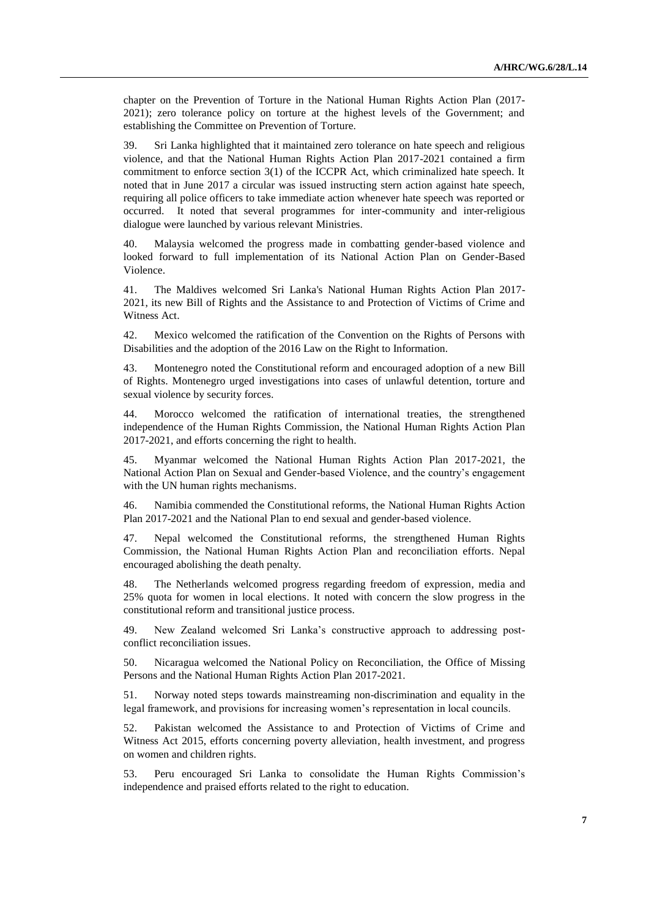chapter on the Prevention of Torture in the National Human Rights Action Plan (2017-2021); zero tolerance policy on torture at the highest levels of the Government; and establishing the Committee on Prevention of Torture.

39. Sri Lanka highlighted that it maintained zero tolerance on hate speech and religious violence, and that the National Human Rights Action Plan 2017-2021 contained a firm commitment to enforce section 3(1) of the ICCPR Act, which criminalized hate speech. It noted that in June 2017 a circular was issued instructing stern action against hate speech, requiring all police officers to take immediate action whenever hate speech was reported or occurred. It noted that several programmes for inter-community and inter-religious dialogue were launched by various relevant Ministries.

40. Malaysia welcomed the progress made in combatting gender-based violence and looked forward to full implementation of its National Action Plan on Gender-Based Violence.

41. The Maldives welcomed Sri Lanka's National Human Rights Action Plan 2017-2021, its new Bill of Rights and the Assistance to and Protection of Victims of Crime and Witness Act.

42. Mexico welcomed the ratification of the Convention on the Rights of Persons with Disabilities and the adoption of the 2016 Law on the Right to Information.

43. Montenegro noted the Constitutional reform and encouraged adoption of a new Bill of Rights. Montenegro urged investigations into cases of unlawful detention, torture and sexual violence by security forces.

44. Morocco welcomed the ratification of international treaties, the strengthened independence of the Human Rights Commission, the National Human Rights Action Plan 2017-2021, and efforts concerning the right to health.

45. Myanmar welcomed the National Human Rights Action Plan 2017-2021, the National Action Plan on Sexual and Gender-based Violence, and the country's engagement with the UN human rights mechanisms.

46. Namibia commended the Constitutional reforms, the National Human Rights Action Plan 2017-2021 and the National Plan to end sexual and gender-based violence.

47. Nepal welcomed the Constitutional reforms, the strengthened Human Rights Commission, the National Human Rights Action Plan and reconciliation efforts. Nepal encouraged abolishing the death penalty.

48. The Netherlands welcomed progress regarding freedom of expression, media and 25% quota for women in local elections. It noted with concern the slow progress in the constitutional reform and transitional justice process.

49. New Zealand welcomed Sri Lanka's constructive approach to addressing post-conflict reconciliation issues.

50. Nicaragua welcomed the National Policy on Reconciliation, the Office of Missing Persons and the National Human Rights Action Plan 2017-2021.

51. Norway noted steps towards mainstreaming non-discrimination and equality in the legal framework, and provisions for increasing women's representation in local councils.

52. Pakistan welcomed the Assistance to and Protection of Victims of Crime and Witness Act 2015, efforts concerning poverty alleviation, health investment, and progress on women and children rights.

53. Peru encouraged Sri Lanka to consolidate the Human Rights Commission's independence and praised efforts related to the right to education.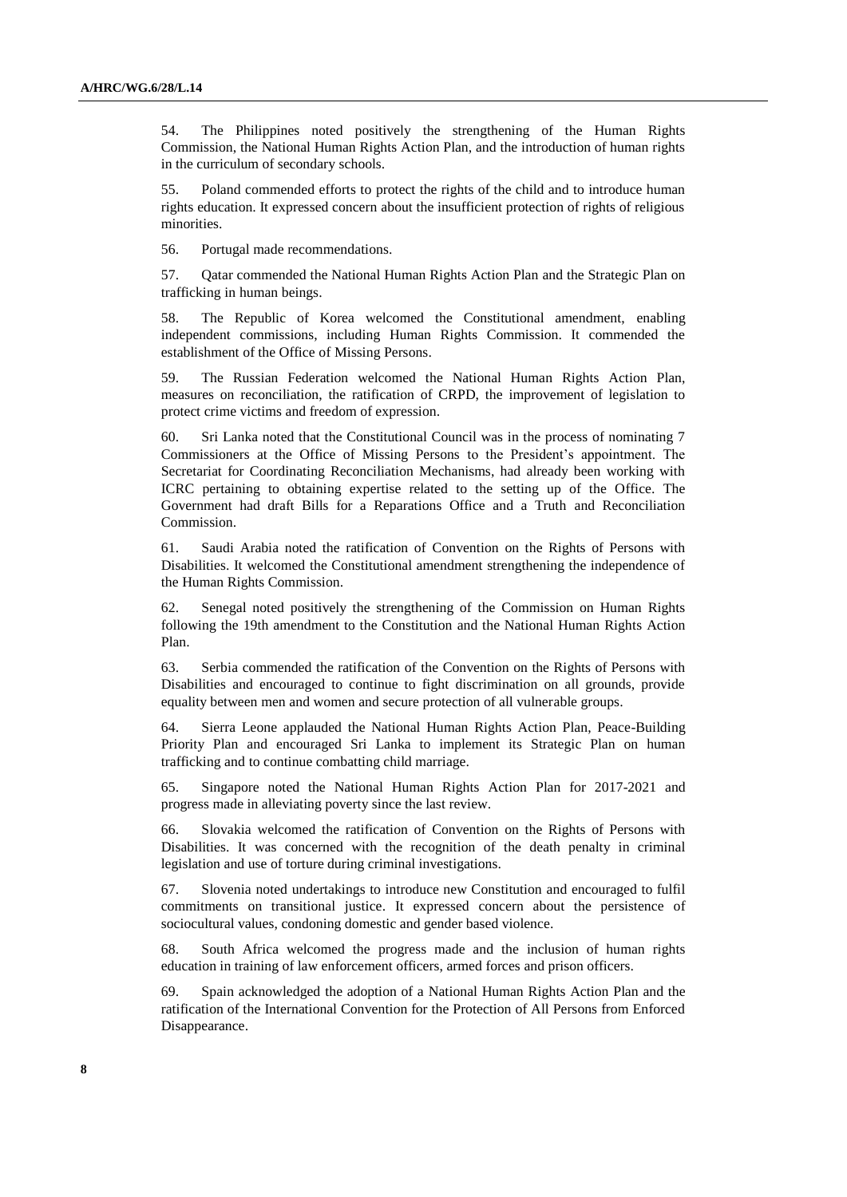54. The Philippines noted positively the strengthening of the Human Rights Commission, the National Human Rights Action Plan, and the introduction of human rights in the curriculum of secondary schools.

55. Poland commended efforts to protect the rights of the child and to introduce human rights education. It expressed concern about the insufficient protection of rights of religious minorities.

56. Portugal made recommendations.

57. Qatar commended the National Human Rights Action Plan and the Strategic Plan on trafficking in human beings.

58. The Republic of Korea welcomed the Constitutional amendment, enabling independent commissions, including Human Rights Commission. It commended the establishment of the Office of Missing Persons.

59. The Russian Federation welcomed the National Human Rights Action Plan, measures on reconciliation, the ratification of CRPD, the improvement of legislation to protect crime victims and freedom of expression.

60. Sri Lanka noted that the Constitutional Council was in the process of nominating 7 Commissioners at the Office of Missing Persons to the President's appointment. The Secretariat for Coordinating Reconciliation Mechanisms, had already been working with ICRC pertaining to obtaining expertise related to the setting up of the Office. The Government had draft Bills for a Reparations Office and a Truth and Reconciliation Commission.

61. Saudi Arabia noted the ratification of Convention on the Rights of Persons with Disabilities. It welcomed the Constitutional amendment strengthening the independence of the Human Rights Commission.

62. Senegal noted positively the strengthening of the Commission on Human Rights following the 19th amendment to the Constitution and the National Human Rights Action Plan.

63. Serbia commended the ratification of the Convention on the Rights of Persons with Disabilities and encouraged to continue to fight discrimination on all grounds, provide equality between men and women and secure protection of all vulnerable groups.

64. Sierra Leone applauded the National Human Rights Action Plan, Peace-Building Priority Plan and encouraged Sri Lanka to implement its Strategic Plan on human trafficking and to continue combatting child marriage.

65. Singapore noted the National Human Rights Action Plan for 2017-2021 and progress made in alleviating poverty since the last review.

66. Slovakia welcomed the ratification of Convention on the Rights of Persons with Disabilities. It was concerned with the recognition of the death penalty in criminal legislation and use of torture during criminal investigations.

67. Slovenia noted undertakings to introduce new Constitution and encouraged to fulfil commitments on transitional justice. It expressed concern about the persistence of sociocultural values, condoning domestic and gender based violence.

68. South Africa welcomed the progress made and the inclusion of human rights education in training of law enforcement officers, armed forces and prison officers.

69. Spain acknowledged the adoption of a National Human Rights Action Plan and the ratification of the International Convention for the Protection of All Persons from Enforced Disappearance.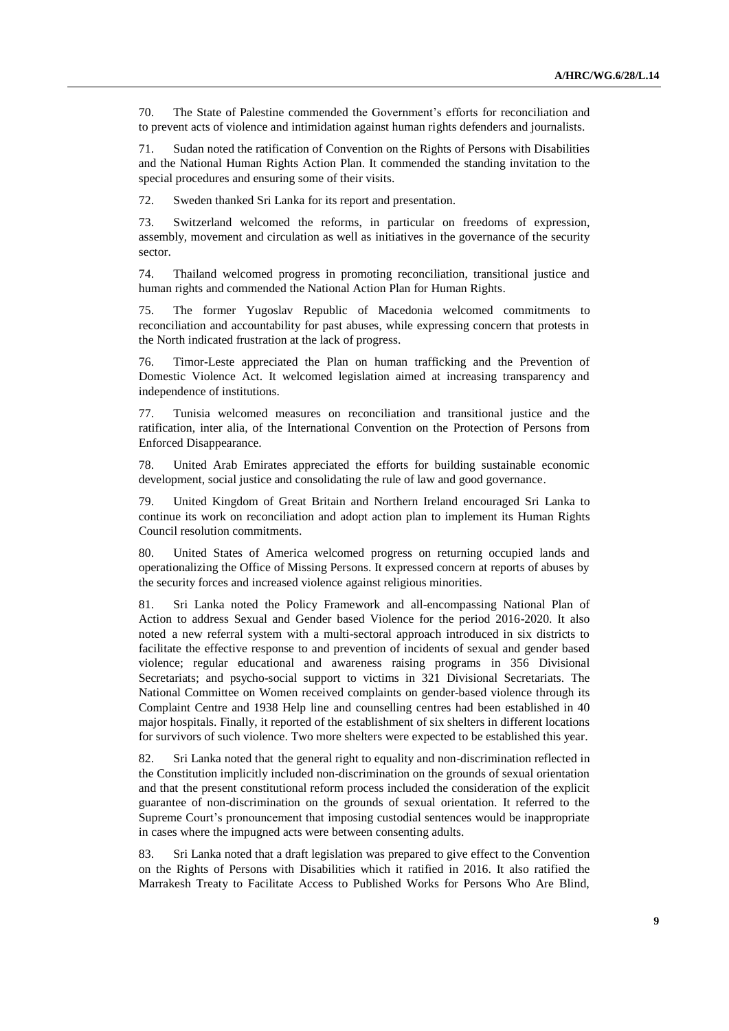70. The State of Palestine commended the Government's efforts for reconciliation and to prevent acts of violence and intimidation against human rights defenders and journalists.

71. Sudan noted the ratification of Convention on the Rights of Persons with Disabilities and the National Human Rights Action Plan. It commended the standing invitation to the special procedures and ensuring some of their visits.

72. Sweden thanked Sri Lanka for its report and presentation.

73. Switzerland welcomed the reforms, in particular on freedoms of expression, assembly, movement and circulation as well as initiatives in the governance of the security sector.

74. Thailand welcomed progress in promoting reconciliation, transitional justice and human rights and commended the National Action Plan for Human Rights.

75. The former Yugoslav Republic of Macedonia welcomed commitments to reconciliation and accountability for past abuses, while expressing concern that protests in the North indicated frustration at the lack of progress.

76. Timor-Leste appreciated the Plan on human trafficking and the Prevention of Domestic Violence Act. It welcomed legislation aimed at increasing transparency and independence of institutions.

77. Tunisia welcomed measures on reconciliation and transitional justice and the ratification, inter alia, of the International Convention on the Protection of Persons from Enforced Disappearance.

78. United Arab Emirates appreciated the efforts for building sustainable economic development, social justice and consolidating the rule of law and good governance.

79. United Kingdom of Great Britain and Northern Ireland encouraged Sri Lanka to continue its work on reconciliation and adopt action plan to implement its Human Rights Council resolution commitments.

80. United States of America welcomed progress on returning occupied lands and operationalizing the Office of Missing Persons. It expressed concern at reports of abuses by the security forces and increased violence against religious minorities.

81. Sri Lanka noted the Policy Framework and all-encompassing National Plan of Action to address Sexual and Gender based Violence for the period 2016-2020. It also noted a new referral system with a multi-sectoral approach introduced in six districts to facilitate the effective response to and prevention of incidents of sexual and gender based violence; regular educational and awareness raising programs in 356 Divisional Secretariats; and psycho-social support to victims in 321 Divisional Secretariats. The National Committee on Women received complaints on gender-based violence through its Complaint Centre and 1938 Help line and counselling centres had been established in 40 major hospitals. Finally, it reported of the establishment of six shelters in different locations for survivors of such violence. Two more shelters were expected to be established this year.

82. Sri Lanka noted that the general right to equality and non-discrimination reflected in the Constitution implicitly included non-discrimination on the grounds of sexual orientation and that the present constitutional reform process included the consideration of the explicit guarantee of non-discrimination on the grounds of sexual orientation. It referred to the Supreme Court's pronouncement that imposing custodial sentences would be inappropriate in cases where the impugned acts were between consenting adults.

83. Sri Lanka noted that a draft legislation was prepared to give effect to the Convention on the Rights of Persons with Disabilities which it ratified in 2016. It also ratified the Marrakesh Treaty to Facilitate Access to Published Works for Persons Who Are Blind,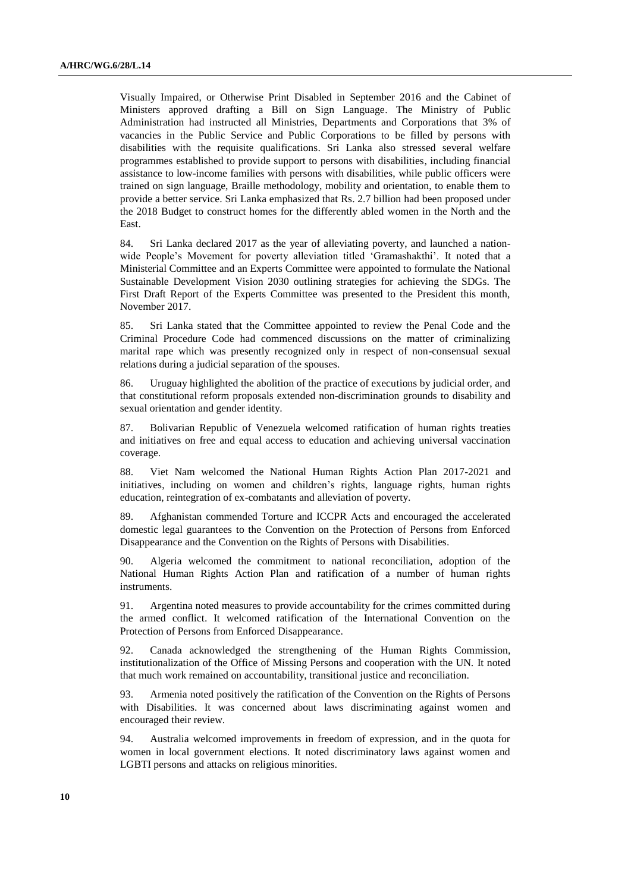Visually Impaired, or Otherwise Print Disabled in September 2016 and the Cabinet of Ministers approved drafting a Bill on Sign Language. The Ministry of Public Administration had instructed all Ministries, Departments and Corporations that 3% of vacancies in the Public Service and Public Corporations to be filled by persons with disabilities with the requisite qualifications. Sri Lanka also stressed several welfare programmes established to provide support to persons with disabilities, including financial assistance to low-income families with persons with disabilities, while public officers were trained on sign language, Braille methodology, mobility and orientation, to enable them to provide a better service. Sri Lanka emphasized that Rs. 2.7 billion had been proposed under the 2018 Budget to construct homes for the differently abled women in the North and the East.

84. Sri Lanka declared 2017 as the year of alleviating poverty, and launched a nation-wide People's Movement for poverty alleviation titled 'Gramashakthi'. It noted that a Ministerial Committee and an Experts Committee were appointed to formulate the National Sustainable Development Vision 2030 outlining strategies for achieving the SDGs. The First Draft Report of the Experts Committee was presented to the President this month, November 2017.

85. Sri Lanka stated that the Committee appointed to review the Penal Code and the Criminal Procedure Code had commenced discussions on the matter of criminalizing marital rape which was presently recognized only in respect of non-consensual sexual relations during a judicial separation of the spouses.

86. Uruguay highlighted the abolition of the practice of executions by judicial order, and that constitutional reform proposals extended non-discrimination grounds to disability and sexual orientation and gender identity.

87. Bolivarian Republic of Venezuela welcomed ratification of human rights treaties and initiatives on free and equal access to education and achieving universal vaccination coverage.

88. Viet Nam welcomed the National Human Rights Action Plan 2017-2021 and initiatives, including on women and children's rights, language rights, human rights education, reintegration of ex-combatants and alleviation of poverty.

89. Afghanistan commended Torture and ICCPR Acts and encouraged the accelerated domestic legal guarantees to the Convention on the Protection of Persons from Enforced Disappearance and the Convention on the Rights of Persons with Disabilities.

90. Algeria welcomed the commitment to national reconciliation, adoption of the National Human Rights Action Plan and ratification of a number of human rights instruments.

91. Argentina noted measures to provide accountability for the crimes committed during the armed conflict. It welcomed ratification of the International Convention on the Protection of Persons from Enforced Disappearance.

92. Canada acknowledged the strengthening of the Human Rights Commission, institutionalization of the Office of Missing Persons and cooperation with the UN. It noted that much work remained on accountability, transitional justice and reconciliation.

93. Armenia noted positively the ratification of the Convention on the Rights of Persons with Disabilities. It was concerned about laws discriminating against women and encouraged their review.

94. Australia welcomed improvements in freedom of expression, and in the quota for women in local government elections. It noted discriminatory laws against women and LGBTI persons and attacks on religious minorities.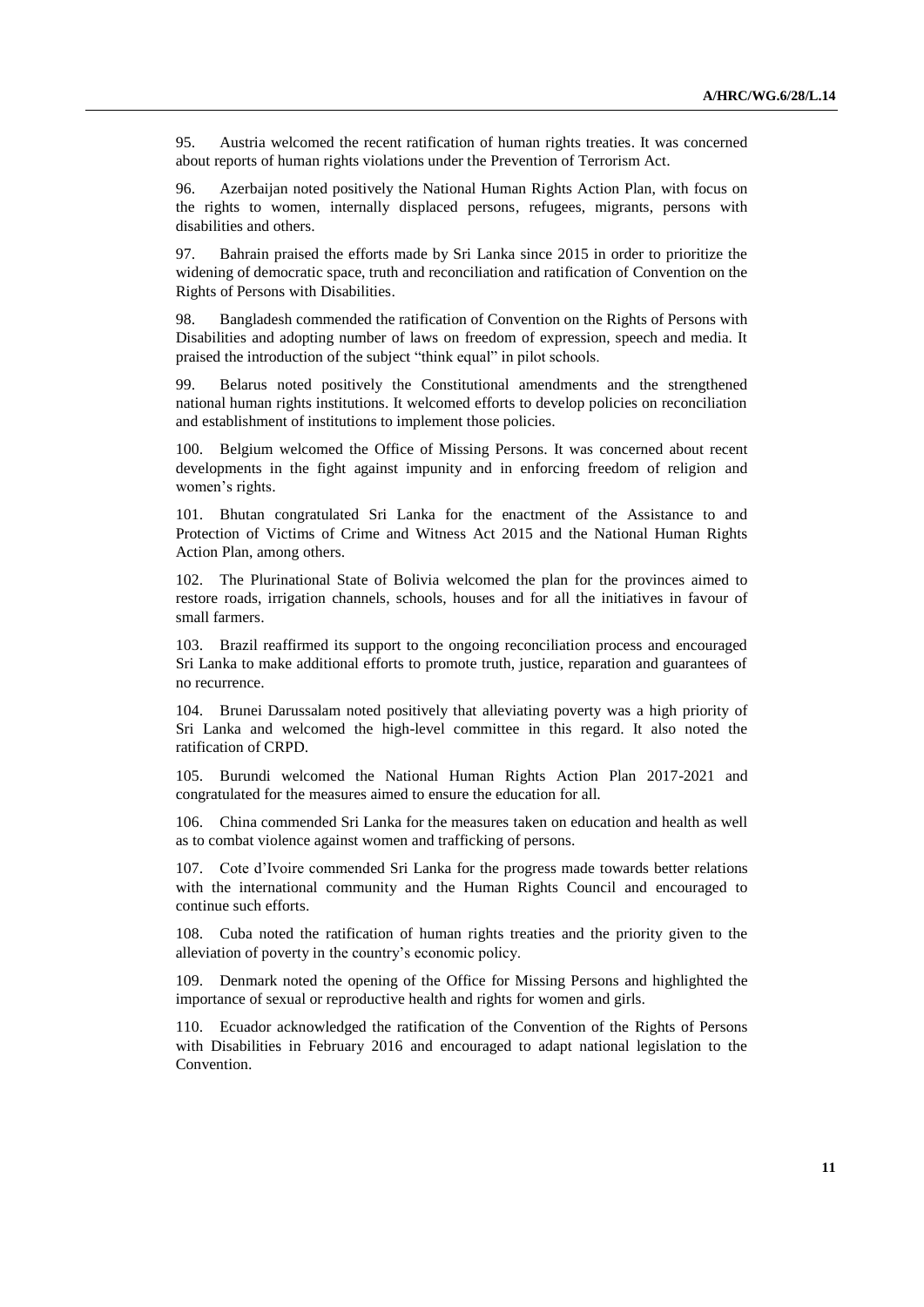95. Austria welcomed the recent ratification of human rights treaties. It was concerned about reports of human rights violations under the Prevention of Terrorism Act.

96. Azerbaijan noted positively the National Human Rights Action Plan, with focus on the rights to women, internally displaced persons, refugees, migrants, persons with disabilities and others.

97. Bahrain praised the efforts made by Sri Lanka since 2015 in order to prioritize the widening of democratic space, truth and reconciliation and ratification of Convention on the Rights of Persons with Disabilities.

98. Bangladesh commended the ratification of Convention on the Rights of Persons with Disabilities and adopting number of laws on freedom of expression, speech and media. It praised the introduction of the subject "think equal" in pilot schools.

99. Belarus noted positively the Constitutional amendments and the strengthened national human rights institutions. It welcomed efforts to develop policies on reconciliation and establishment of institutions to implement those policies.

100. Belgium welcomed the Office of Missing Persons. It was concerned about recent developments in the fight against impunity and in enforcing freedom of religion and women's rights.

101. Bhutan congratulated Sri Lanka for the enactment of the Assistance to and Protection of Victims of Crime and Witness Act 2015 and the National Human Rights Action Plan, among others.

102. The Plurinational State of Bolivia welcomed the plan for the provinces aimed to restore roads, irrigation channels, schools, houses and for all the initiatives in favour of small farmers.

103. Brazil reaffirmed its support to the ongoing reconciliation process and encouraged Sri Lanka to make additional efforts to promote truth, justice, reparation and guarantees of no recurrence.

104. Brunei Darussalam noted positively that alleviating poverty was a high priority of Sri Lanka and welcomed the high-level committee in this regard. It also noted the ratification of CRPD.

105. Burundi welcomed the National Human Rights Action Plan 2017-2021 and congratulated for the measures aimed to ensure the education for all.

106. China commended Sri Lanka for the measures taken on education and health as well as to combat violence against women and trafficking of persons.

107. Cote d'Ivoire commended Sri Lanka for the progress made towards better relations with the international community and the Human Rights Council and encouraged to continue such efforts.

108. Cuba noted the ratification of human rights treaties and the priority given to the alleviation of poverty in the country's economic policy.

109. Denmark noted the opening of the Office for Missing Persons and highlighted the importance of sexual or reproductive health and rights for women and girls.

110. Ecuador acknowledged the ratification of the Convention of the Rights of Persons with Disabilities in February 2016 and encouraged to adapt national legislation to the Convention.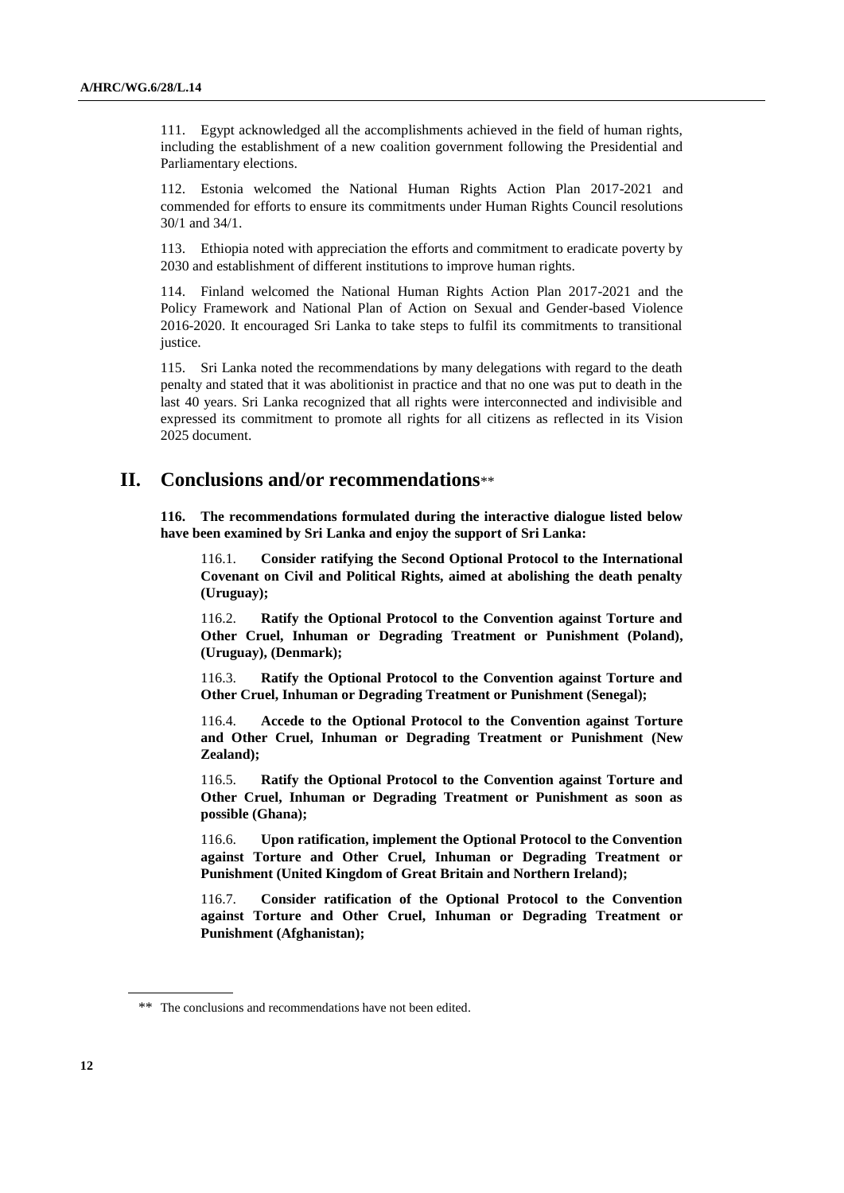111. Egypt acknowledged all the accomplishments achieved in the field of human rights, including the establishment of a new coalition government following the Presidential and Parliamentary elections.

112. Estonia welcomed the National Human Rights Action Plan 2017-2021 and commended for efforts to ensure its commitments under Human Rights Council resolutions 30/1 and 34/1.

113. Ethiopia noted with appreciation the efforts and commitment to eradicate poverty by 2030 and establishment of different institutions to improve human rights.

114. Finland welcomed the National Human Rights Action Plan 2017-2021 and the Policy Framework and National Plan of Action on Sexual and Gender-based Violence 2016-2020. It encouraged Sri Lanka to take steps to fulfil its commitments to transitional justice.

115. Sri Lanka noted the recommendations by many delegations with regard to the death penalty and stated that it was abolitionist in practice and that no one was put to death in the last 40 years. Sri Lanka recognized that all rights were interconnected and indivisible and expressed its commitment to promote all rights for all citizens as reflected in its Vision 2025 document.

## II. Conclusions and/or recommendations**

**116. The recommendations formulated during the interactive dialogue listed below have been examined by Sri Lanka and enjoy the support of Sri Lanka:**

116.1. **Consider ratifying the Second Optional Protocol to the International Covenant on Civil and Political Rights, aimed at abolishing the death penalty (Uruguay);**

116.2. **Ratify the Optional Protocol to the Convention against Torture and Other Cruel, Inhuman or Degrading Treatment or Punishment (Poland), (Uruguay), (Denmark);**

116.3. **Ratify the Optional Protocol to the Convention against Torture and Other Cruel, Inhuman or Degrading Treatment or Punishment (Senegal);**

116.4. **Accede to the Optional Protocol to the Convention against Torture and Other Cruel, Inhuman or Degrading Treatment or Punishment (New Zealand);**

116.5. **Ratify the Optional Protocol to the Convention against Torture and Other Cruel, Inhuman or Degrading Treatment or Punishment as soon as possible (Ghana);**

116.6. **Upon ratification, implement the Optional Protocol to the Convention against Torture and Other Cruel, Inhuman or Degrading Treatment or Punishment (United Kingdom of Great Britain and Northern Ireland);**

116.7. **Consider ratification of the Optional Protocol to the Convention against Torture and Other Cruel, Inhuman or Degrading Treatment or Punishment (Afghanistan);**

** The conclusions and recommendations have not been edited.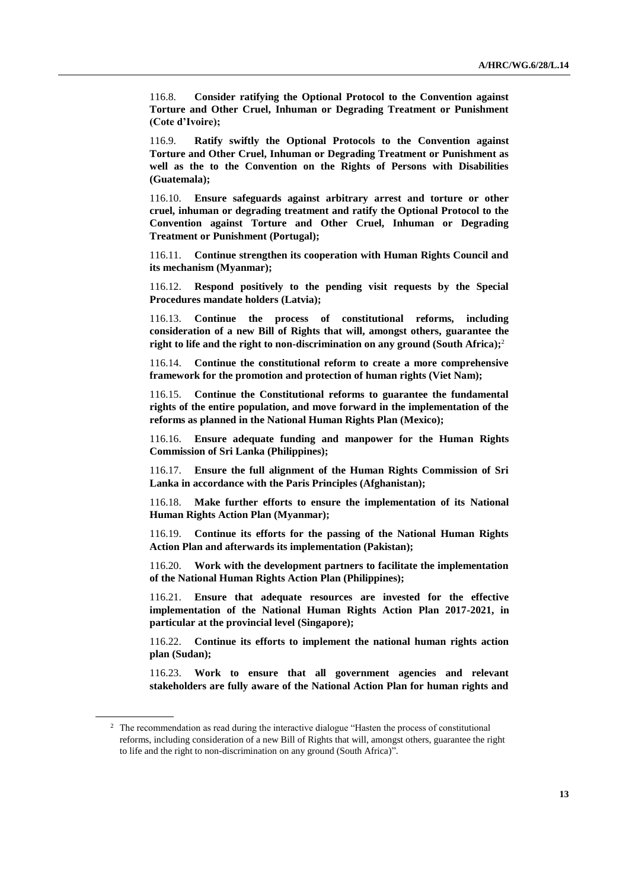116.8. **Consider ratifying the Optional Protocol to the Convention against Torture and Other Cruel, Inhuman or Degrading Treatment or Punishment (Cote d'Ivoire);**

116.9. **Ratify swiftly the Optional Protocols to the Convention against Torture and Other Cruel, Inhuman or Degrading Treatment or Punishment as well as the to the Convention on the Rights of Persons with Disabilities (Guatemala);**

116.10. **Ensure safeguards against arbitrary arrest and torture or other cruel, inhuman or degrading treatment and ratify the Optional Protocol to the Convention against Torture and Other Cruel, Inhuman or Degrading Treatment or Punishment (Portugal);**

116.11. **Continue strengthen its cooperation with Human Rights Council and its mechanism (Myanmar);**

116.12. **Respond positively to the pending visit requests by the Special Procedures mandate holders (Latvia);**

116.13. **Continue the process of constitutional reforms, including consideration of a new Bill of Rights that will, amongst others, guarantee the right to life and the right to non-discrimination on any ground (South Africa);**[2]

116.14. **Continue the constitutional reform to create a more comprehensive framework for the promotion and protection of human rights (Viet Nam);**

116.15. **Continue the Constitutional reforms to guarantee the fundamental rights of the entire population, and move forward in the implementation of the reforms as planned in the National Human Rights Plan (Mexico);**

116.16. **Ensure adequate funding and manpower for the Human Rights Commission of Sri Lanka (Philippines);**

116.17. **Ensure the full alignment of the Human Rights Commission of Sri Lanka in accordance with the Paris Principles (Afghanistan);**

116.18. **Make further efforts to ensure the implementation of its National Human Rights Action Plan (Myanmar);**

116.19. **Continue its efforts for the passing of the National Human Rights Action Plan and afterwards its implementation (Pakistan);**

116.20. **Work with the development partners to facilitate the implementation of the National Human Rights Action Plan (Philippines);**

116.21. **Ensure that adequate resources are invested for the effective implementation of the National Human Rights Action Plan 2017-2021, in particular at the provincial level (Singapore);**

116.22. **Continue its efforts to implement the national human rights action plan (Sudan);**

116.23. **Work to ensure that all government agencies and relevant stakeholders are fully aware of the National Action Plan for human rights and**

---

[2] The recommendation as read during the interactive dialogue "Hasten the process of constitutional reforms, including consideration of a new Bill of Rights that will, amongst others, guarantee the right to life and the right to non-discrimination on any ground (South Africa)".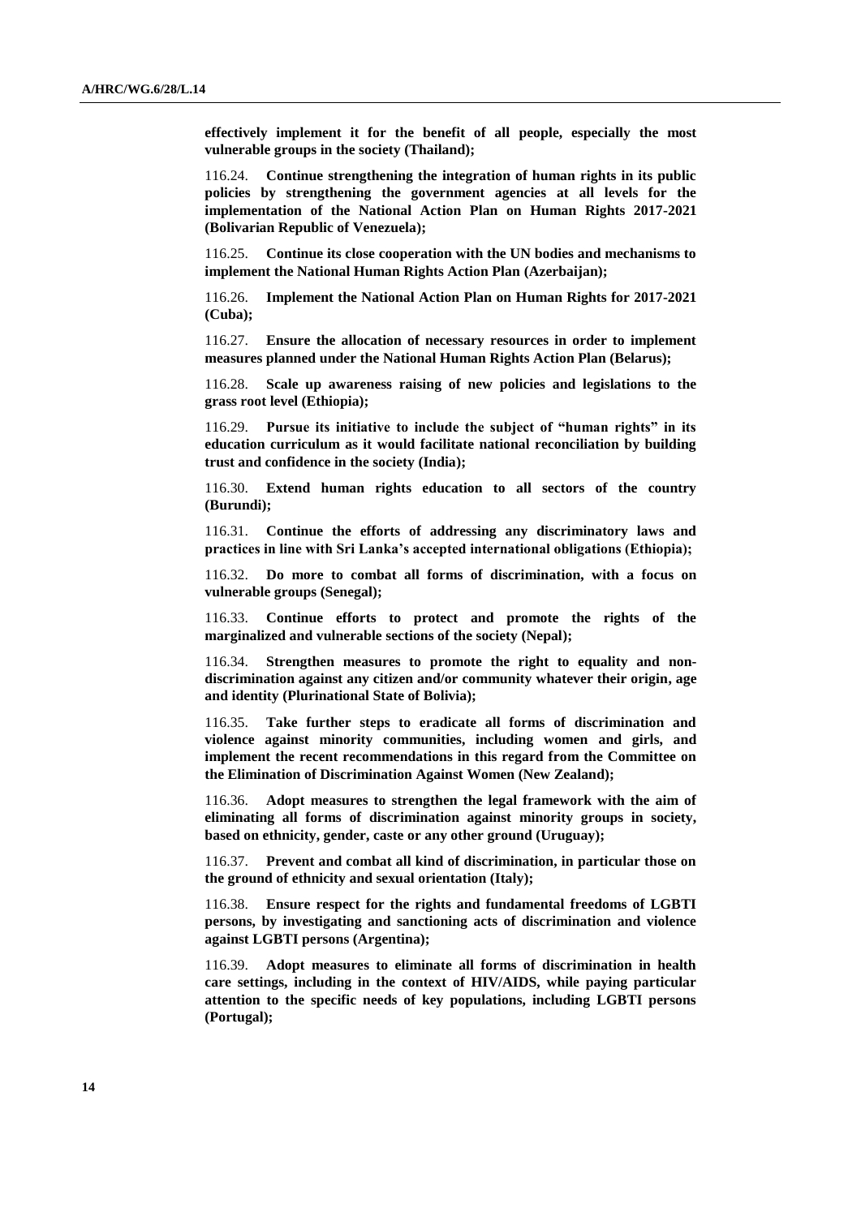**effectively implement it for the benefit of all people, especially the most vulnerable groups in the society (Thailand);**

116.24. **Continue strengthening the integration of human rights in its public policies by strengthening the government agencies at all levels for the implementation of the National Action Plan on Human Rights 2017-2021 (Bolivarian Republic of Venezuela);**

116.25. **Continue its close cooperation with the UN bodies and mechanisms to implement the National Human Rights Action Plan (Azerbaijan);**

116.26. **Implement the National Action Plan on Human Rights for 2017-2021 (Cuba);**

116.27. **Ensure the allocation of necessary resources in order to implement measures planned under the National Human Rights Action Plan (Belarus);**

116.28. **Scale up awareness raising of new policies and legislations to the grass root level (Ethiopia);**

116.29. **Pursue its initiative to include the subject of "human rights" in its education curriculum as it would facilitate national reconciliation by building trust and confidence in the society (India);**

116.30. **Extend human rights education to all sectors of the country (Burundi);**

116.31. **Continue the efforts of addressing any discriminatory laws and practices in line with Sri Lanka's accepted international obligations (Ethiopia);**

116.32. **Do more to combat all forms of discrimination, with a focus on vulnerable groups (Senegal);**

116.33. **Continue efforts to protect and promote the rights of the marginalized and vulnerable sections of the society (Nepal);**

116.34. **Strengthen measures to promote the right to equality and non-discrimination against any citizen and/or community whatever their origin, age and identity (Plurinational State of Bolivia);**

116.35. **Take further steps to eradicate all forms of discrimination and violence against minority communities, including women and girls, and implement the recent recommendations in this regard from the Committee on the Elimination of Discrimination Against Women (New Zealand);**

116.36. **Adopt measures to strengthen the legal framework with the aim of eliminating all forms of discrimination against minority groups in society, based on ethnicity, gender, caste or any other ground (Uruguay);**

116.37. **Prevent and combat all kind of discrimination, in particular those on the ground of ethnicity and sexual orientation (Italy);**

116.38. **Ensure respect for the rights and fundamental freedoms of LGBTI persons, by investigating and sanctioning acts of discrimination and violence against LGBTI persons (Argentina);**

116.39. **Adopt measures to eliminate all forms of discrimination in health care settings, including in the context of HIV/AIDS, while paying particular attention to the specific needs of key populations, including LGBTI persons (Portugal);**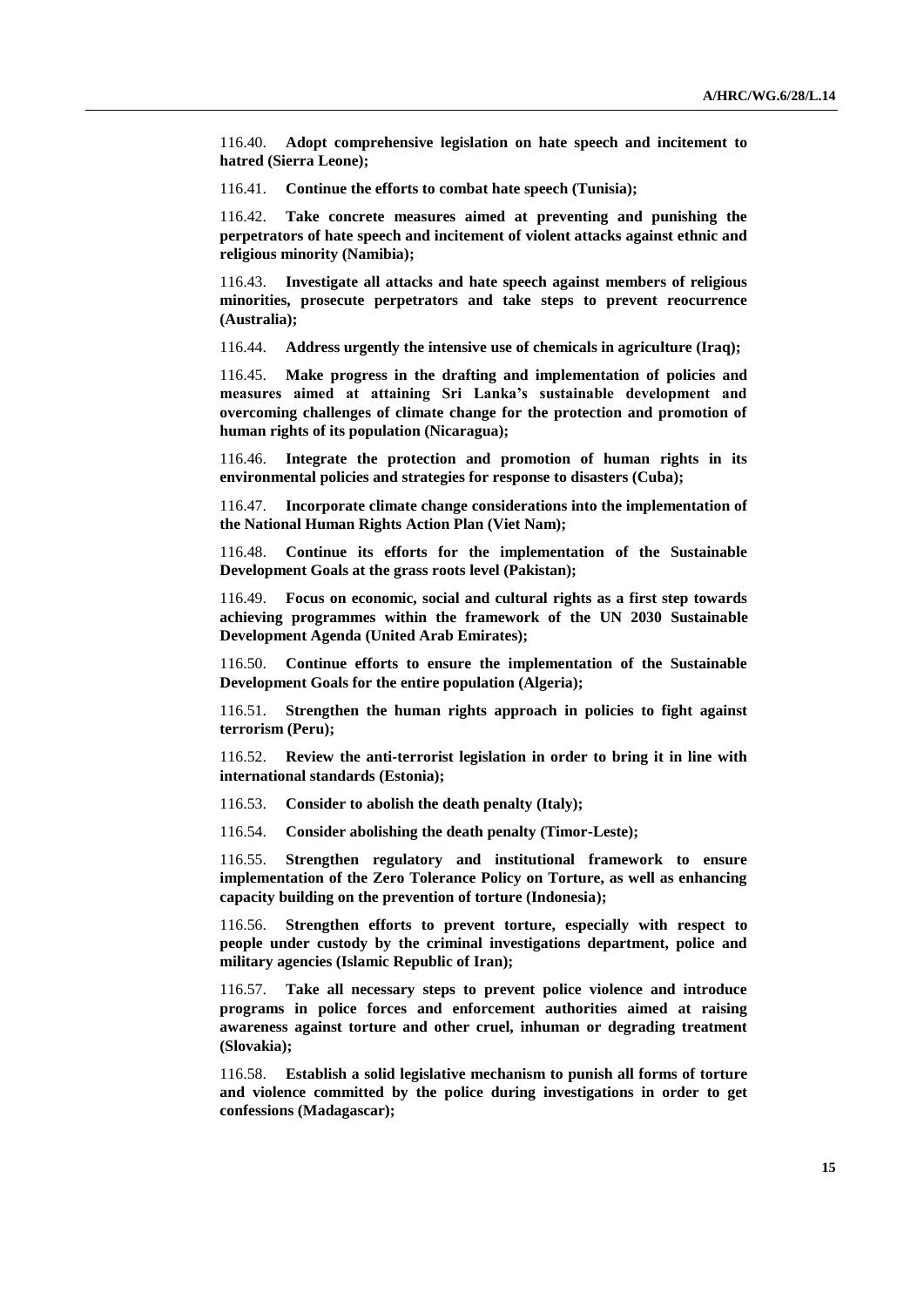116.40. **Adopt comprehensive legislation on hate speech and incitement to hatred (Sierra Leone);**

116.41. **Continue the efforts to combat hate speech (Tunisia);**

116.42. **Take concrete measures aimed at preventing and punishing the perpetrators of hate speech and incitement of violent attacks against ethnic and religious minority (Namibia);**

116.43. **Investigate all attacks and hate speech against members of religious minorities, prosecute perpetrators and take steps to prevent reocurrence (Australia);**

116.44. **Address urgently the intensive use of chemicals in agriculture (Iraq);**

116.45. **Make progress in the drafting and implementation of policies and measures aimed at attaining Sri Lanka's sustainable development and overcoming challenges of climate change for the protection and promotion of human rights of its population (Nicaragua);**

116.46. **Integrate the protection and promotion of human rights in its environmental policies and strategies for response to disasters (Cuba);**

116.47. **Incorporate climate change considerations into the implementation of the National Human Rights Action Plan (Viet Nam);**

116.48. **Continue its efforts for the implementation of the Sustainable Development Goals at the grass roots level (Pakistan);**

116.49. **Focus on economic, social and cultural rights as a first step towards achieving programmes within the framework of the UN 2030 Sustainable Development Agenda (United Arab Emirates);**

116.50. **Continue efforts to ensure the implementation of the Sustainable Development Goals for the entire population (Algeria);**

116.51. **Strengthen the human rights approach in policies to fight against terrorism (Peru);**

116.52. **Review the anti-terrorist legislation in order to bring it in line with international standards (Estonia);**

116.53. **Consider to abolish the death penalty (Italy);**

116.54. **Consider abolishing the death penalty (Timor-Leste);**

116.55. **Strengthen regulatory and institutional framework to ensure implementation of the Zero Tolerance Policy on Torture, as well as enhancing capacity building on the prevention of torture (Indonesia);**

116.56. **Strengthen efforts to prevent torture, especially with respect to people under custody by the criminal investigations department, police and military agencies (Islamic Republic of Iran);**

116.57. **Take all necessary steps to prevent police violence and introduce programs in police forces and enforcement authorities aimed at raising awareness against torture and other cruel, inhuman or degrading treatment (Slovakia);**

116.58. **Establish a solid legislative mechanism to punish all forms of torture and violence committed by the police during investigations in order to get confessions (Madagascar);**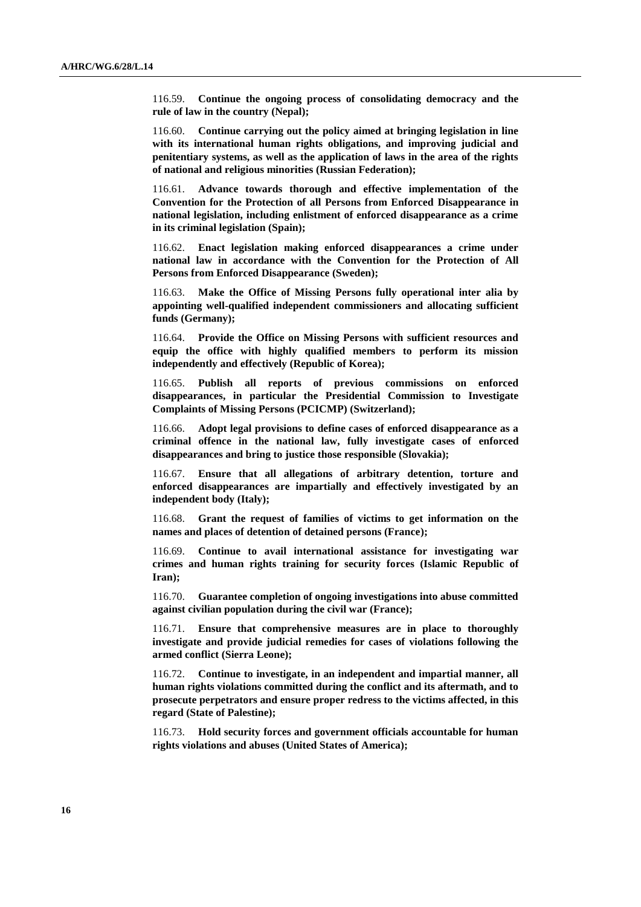116.59. **Continue the ongoing process of consolidating democracy and the rule of law in the country (Nepal);**

116.60. **Continue carrying out the policy aimed at bringing legislation in line with its international human rights obligations, and improving judicial and penitentiary systems, as well as the application of laws in the area of the rights of national and religious minorities (Russian Federation);**

116.61. **Advance towards thorough and effective implementation of the Convention for the Protection of all Persons from Enforced Disappearance in national legislation, including enlistment of enforced disappearance as a crime in its criminal legislation (Spain);**

116.62. **Enact legislation making enforced disappearances a crime under national law in accordance with the Convention for the Protection of All Persons from Enforced Disappearance (Sweden);**

116.63. **Make the Office of Missing Persons fully operational inter alia by appointing well-qualified independent commissioners and allocating sufficient funds (Germany);**

116.64. **Provide the Office on Missing Persons with sufficient resources and equip the office with highly qualified members to perform its mission independently and effectively (Republic of Korea);**

116.65. **Publish all reports of previous commissions on enforced disappearances, in particular the Presidential Commission to Investigate Complaints of Missing Persons (PCICMP) (Switzerland);**

116.66. **Adopt legal provisions to define cases of enforced disappearance as a criminal offence in the national law, fully investigate cases of enforced disappearances and bring to justice those responsible (Slovakia);**

116.67. **Ensure that all allegations of arbitrary detention, torture and enforced disappearances are impartially and effectively investigated by an independent body (Italy);**

116.68. **Grant the request of families of victims to get information on the names and places of detention of detained persons (France);**

116.69. **Continue to avail international assistance for investigating war crimes and human rights training for security forces (Islamic Republic of Iran);**

116.70. **Guarantee completion of ongoing investigations into abuse committed against civilian population during the civil war (France);**

116.71. **Ensure that comprehensive measures are in place to thoroughly investigate and provide judicial remedies for cases of violations following the armed conflict (Sierra Leone);**

116.72. **Continue to investigate, in an independent and impartial manner, all human rights violations committed during the conflict and its aftermath, and to prosecute perpetrators and ensure proper redress to the victims affected, in this regard (State of Palestine);**

116.73. **Hold security forces and government officials accountable for human rights violations and abuses (United States of America);**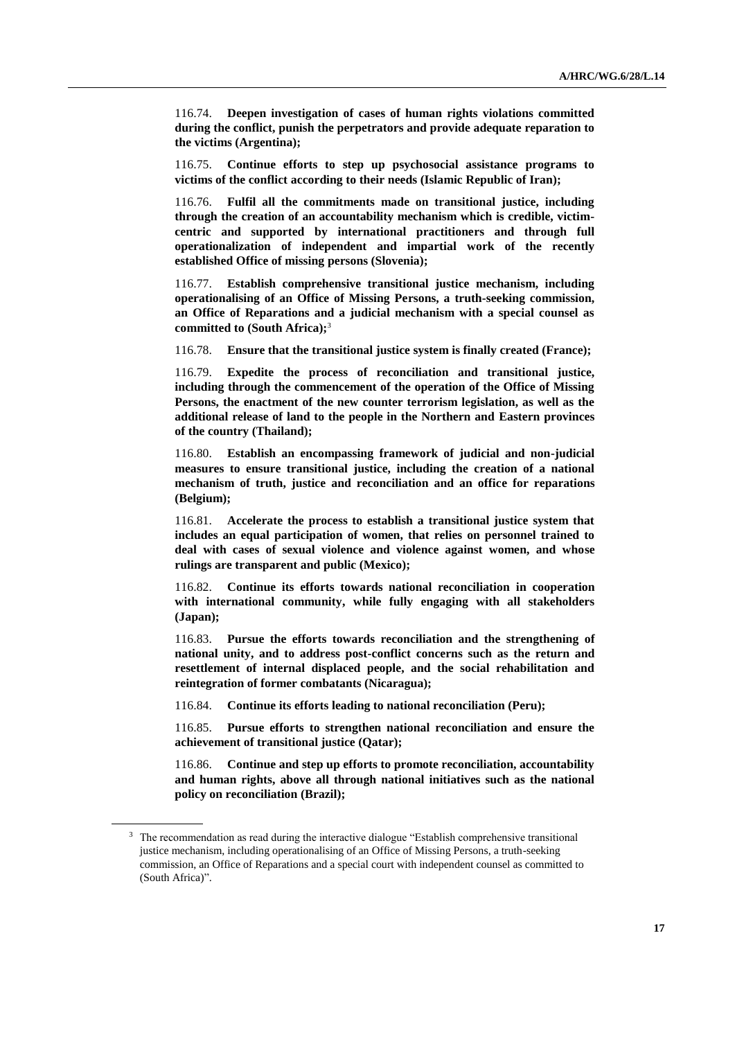116.74. **Deepen investigation of cases of human rights violations committed during the conflict, punish the perpetrators and provide adequate reparation to the victims (Argentina);**

116.75. **Continue efforts to step up psychosocial assistance programs to victims of the conflict according to their needs (Islamic Republic of Iran);**

116.76. **Fulfil all the commitments made on transitional justice, including through the creation of an accountability mechanism which is credible, victim-centric and supported by international practitioners and through full operationalization of independent and impartial work of the recently established Office of missing persons (Slovenia);**

116.77. **Establish comprehensive transitional justice mechanism, including operationalising of an Office of Missing Persons, a truth-seeking commission, an Office of Reparations and a judicial mechanism with a special counsel as committed to (South Africa);**[3]

116.78. **Ensure that the transitional justice system is finally created (France);**

116.79. **Expedite the process of reconciliation and transitional justice, including through the commencement of the operation of the Office of Missing Persons, the enactment of the new counter terrorism legislation, as well as the additional release of land to the people in the Northern and Eastern provinces of the country (Thailand);**

116.80. **Establish an encompassing framework of judicial and non-judicial measures to ensure transitional justice, including the creation of a national mechanism of truth, justice and reconciliation and an office for reparations (Belgium);**

116.81. **Accelerate the process to establish a transitional justice system that includes an equal participation of women, that relies on personnel trained to deal with cases of sexual violence and violence against women, and whose rulings are transparent and public (Mexico);**

116.82. **Continue its efforts towards national reconciliation in cooperation with international community, while fully engaging with all stakeholders (Japan);**

116.83. **Pursue the efforts towards reconciliation and the strengthening of national unity, and to address post-conflict concerns such as the return and resettlement of internal displaced people, and the social rehabilitation and reintegration of former combatants (Nicaragua);**

116.84. **Continue its efforts leading to national reconciliation (Peru);**

116.85. **Pursue efforts to strengthen national reconciliation and ensure the achievement of transitional justice (Qatar);**

116.86. **Continue and step up efforts to promote reconciliation, accountability and human rights, above all through national initiatives such as the national policy on reconciliation (Brazil);**

---

[3] The recommendation as read during the interactive dialogue "Establish comprehensive transitional justice mechanism, including operationalising of an Office of Missing Persons, a truth-seeking commission, an Office of Reparations and a special court with independent counsel as committed to (South Africa)".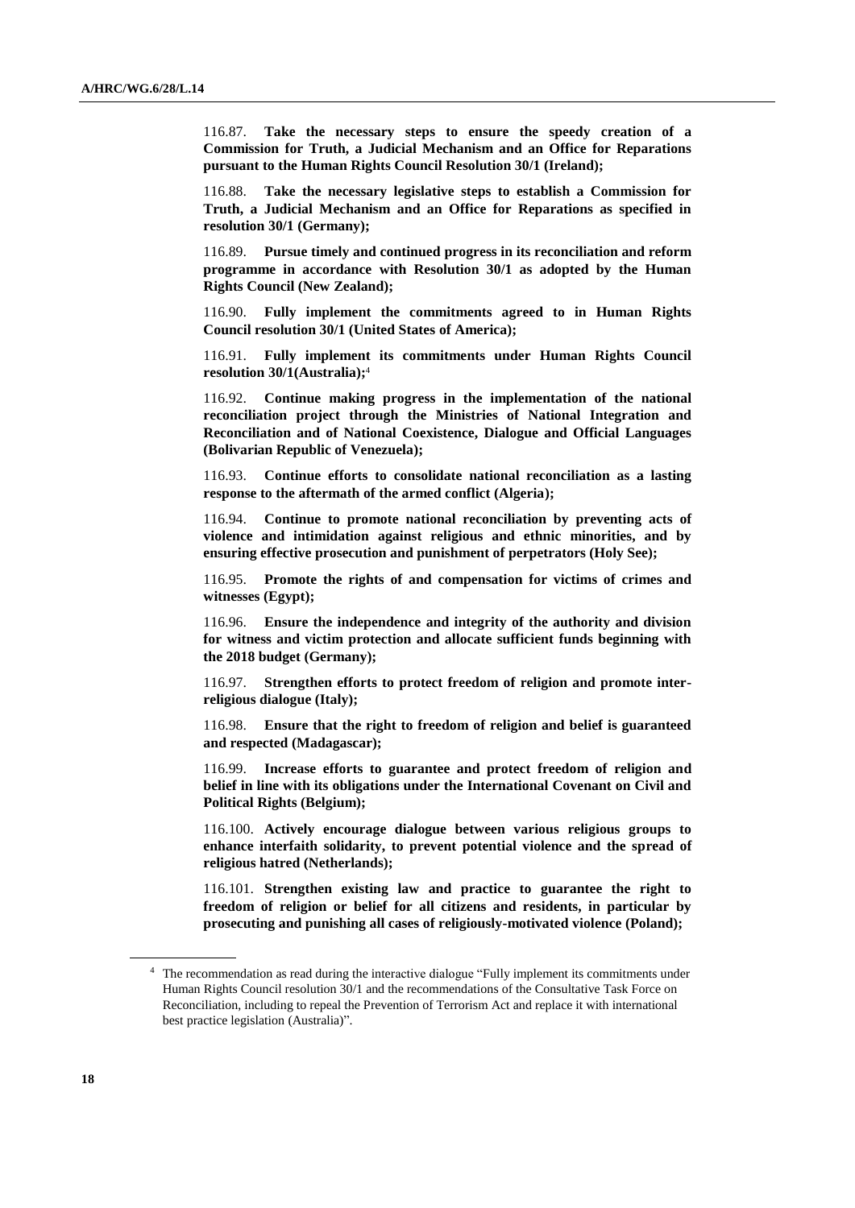116.87. **Take the necessary steps to ensure the speedy creation of a Commission for Truth, a Judicial Mechanism and an Office for Reparations pursuant to the Human Rights Council Resolution 30/1 (Ireland);**

116.88. **Take the necessary legislative steps to establish a Commission for Truth, a Judicial Mechanism and an Office for Reparations as specified in resolution 30/1 (Germany);**

116.89. **Pursue timely and continued progress in its reconciliation and reform programme in accordance with Resolution 30/1 as adopted by the Human Rights Council (New Zealand);**

116.90. **Fully implement the commitments agreed to in Human Rights Council resolution 30/1 (United States of America);**

116.91. **Fully implement its commitments under Human Rights Council resolution 30/1(Australia);**[4]

116.92. **Continue making progress in the implementation of the national reconciliation project through the Ministries of National Integration and Reconciliation and of National Coexistence, Dialogue and Official Languages (Bolivarian Republic of Venezuela);**

116.93. **Continue efforts to consolidate national reconciliation as a lasting response to the aftermath of the armed conflict (Algeria);**

116.94. **Continue to promote national reconciliation by preventing acts of violence and intimidation against religious and ethnic minorities, and by ensuring effective prosecution and punishment of perpetrators (Holy See);**

116.95. **Promote the rights of and compensation for victims of crimes and witnesses (Egypt);**

116.96. **Ensure the independence and integrity of the authority and division for witness and victim protection and allocate sufficient funds beginning with the 2018 budget (Germany);**

116.97. **Strengthen efforts to protect freedom of religion and promote inter-religious dialogue (Italy);**

116.98. **Ensure that the right to freedom of religion and belief is guaranteed and respected (Madagascar);**

116.99. **Increase efforts to guarantee and protect freedom of religion and belief in line with its obligations under the International Covenant on Civil and Political Rights (Belgium);**

116.100. **Actively encourage dialogue between various religious groups to enhance interfaith solidarity, to prevent potential violence and the spread of religious hatred (Netherlands);**

116.101. **Strengthen existing law and practice to guarantee the right to freedom of religion or belief for all citizens and residents, in particular by prosecuting and punishing all cases of religiously-motivated violence (Poland);**

---

[4] The recommendation as read during the interactive dialogue "Fully implement its commitments under Human Rights Council resolution 30/1 and the recommendations of the Consultative Task Force on Reconciliation, including to repeal the Prevention of Terrorism Act and replace it with international best practice legislation (Australia)".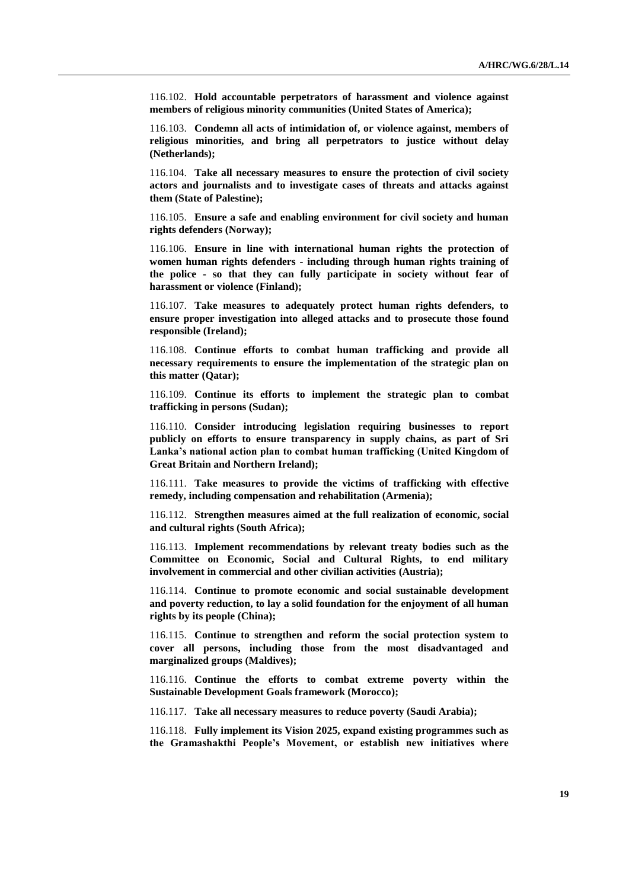116.102. **Hold accountable perpetrators of harassment and violence against members of religious minority communities (United States of America);**

116.103. **Condemn all acts of intimidation of, or violence against, members of religious minorities, and bring all perpetrators to justice without delay (Netherlands);**

116.104. **Take all necessary measures to ensure the protection of civil society actors and journalists and to investigate cases of threats and attacks against them (State of Palestine);**

116.105. **Ensure a safe and enabling environment for civil society and human rights defenders (Norway);**

116.106. **Ensure in line with international human rights the protection of women human rights defenders - including through human rights training of the police - so that they can fully participate in society without fear of harassment or violence (Finland);**

116.107. **Take measures to adequately protect human rights defenders, to ensure proper investigation into alleged attacks and to prosecute those found responsible (Ireland);**

116.108. **Continue efforts to combat human trafficking and provide all necessary requirements to ensure the implementation of the strategic plan on this matter (Qatar);**

116.109. **Continue its efforts to implement the strategic plan to combat trafficking in persons (Sudan);**

116.110. **Consider introducing legislation requiring businesses to report publicly on efforts to ensure transparency in supply chains, as part of Sri Lanka's national action plan to combat human trafficking (United Kingdom of Great Britain and Northern Ireland);**

116.111. **Take measures to provide the victims of trafficking with effective remedy, including compensation and rehabilitation (Armenia);**

116.112. **Strengthen measures aimed at the full realization of economic, social and cultural rights (South Africa);**

116.113. **Implement recommendations by relevant treaty bodies such as the Committee on Economic, Social and Cultural Rights, to end military involvement in commercial and other civilian activities (Austria);**

116.114. **Continue to promote economic and social sustainable development and poverty reduction, to lay a solid foundation for the enjoyment of all human rights by its people (China);**

116.115. **Continue to strengthen and reform the social protection system to cover all persons, including those from the most disadvantaged and marginalized groups (Maldives);**

116.116. **Continue the efforts to combat extreme poverty within the Sustainable Development Goals framework (Morocco);**

116.117. **Take all necessary measures to reduce poverty (Saudi Arabia);**

116.118. **Fully implement its Vision 2025, expand existing programmes such as the Gramashakthi People's Movement, or establish new initiatives where**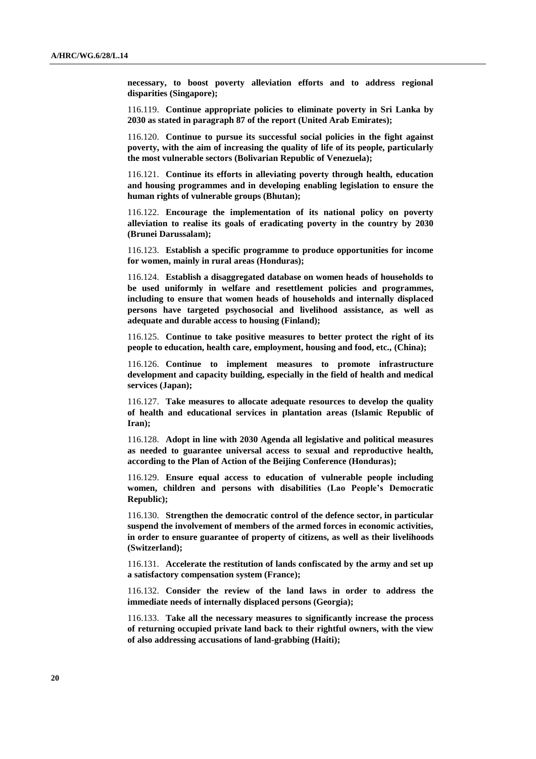**necessary, to boost poverty alleviation efforts and to address regional disparities (Singapore);**

116.119. **Continue appropriate policies to eliminate poverty in Sri Lanka by 2030 as stated in paragraph 87 of the report (United Arab Emirates);**

116.120. **Continue to pursue its successful social policies in the fight against poverty, with the aim of increasing the quality of life of its people, particularly the most vulnerable sectors (Bolivarian Republic of Venezuela);**

116.121. **Continue its efforts in alleviating poverty through health, education and housing programmes and in developing enabling legislation to ensure the human rights of vulnerable groups (Bhutan);**

116.122. **Encourage the implementation of its national policy on poverty alleviation to realise its goals of eradicating poverty in the country by 2030 (Brunei Darussalam);**

116.123. **Establish a specific programme to produce opportunities for income for women, mainly in rural areas (Honduras);**

116.124. **Establish a disaggregated database on women heads of households to be used uniformly in welfare and resettlement policies and programmes, including to ensure that women heads of households and internally displaced persons have targeted psychosocial and livelihood assistance, as well as adequate and durable access to housing (Finland);**

116.125. **Continue to take positive measures to better protect the right of its people to education, health care, employment, housing and food, etc., (China);**

116.126. **Continue to implement measures to promote infrastructure development and capacity building, especially in the field of health and medical services (Japan);**

116.127. **Take measures to allocate adequate resources to develop the quality of health and educational services in plantation areas (Islamic Republic of Iran);**

116.128. **Adopt in line with 2030 Agenda all legislative and political measures as needed to guarantee universal access to sexual and reproductive health, according to the Plan of Action of the Beijing Conference (Honduras);**

116.129. **Ensure equal access to education of vulnerable people including women, children and persons with disabilities (Lao People's Democratic Republic);**

116.130. **Strengthen the democratic control of the defence sector, in particular suspend the involvement of members of the armed forces in economic activities, in order to ensure guarantee of property of citizens, as well as their livelihoods (Switzerland);**

116.131. **Accelerate the restitution of lands confiscated by the army and set up a satisfactory compensation system (France);**

116.132. **Consider the review of the land laws in order to address the immediate needs of internally displaced persons (Georgia);**

116.133. **Take all the necessary measures to significantly increase the process of returning occupied private land back to their rightful owners, with the view of also addressing accusations of land-grabbing (Haiti);**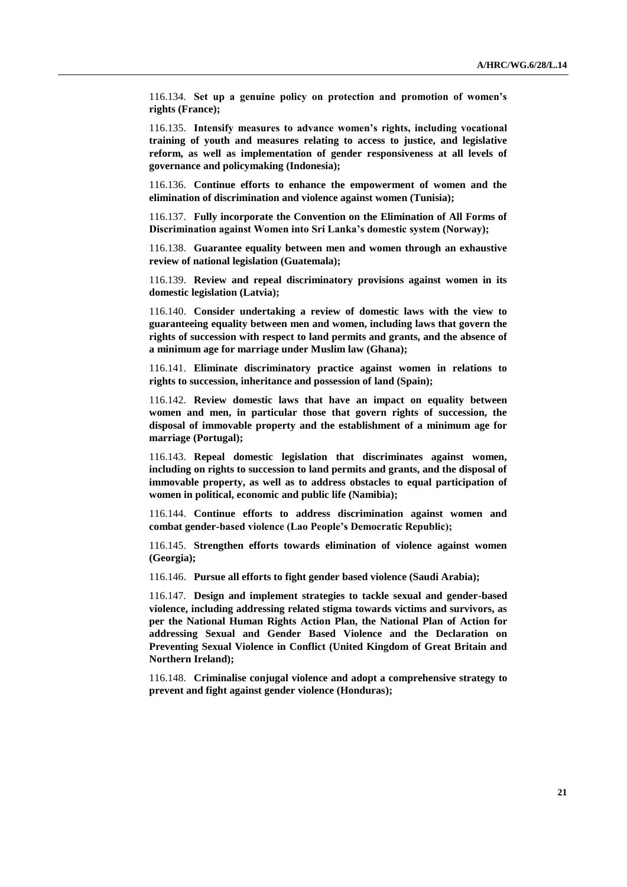116.134. **Set up a genuine policy on protection and promotion of women's rights (France);**

116.135. **Intensify measures to advance women's rights, including vocational training of youth and measures relating to access to justice, and legislative reform, as well as implementation of gender responsiveness at all levels of governance and policymaking (Indonesia);**

116.136. **Continue efforts to enhance the empowerment of women and the elimination of discrimination and violence against women (Tunisia);**

116.137. **Fully incorporate the Convention on the Elimination of All Forms of Discrimination against Women into Sri Lanka's domestic system (Norway);**

116.138. **Guarantee equality between men and women through an exhaustive review of national legislation (Guatemala);**

116.139. **Review and repeal discriminatory provisions against women in its domestic legislation (Latvia);**

116.140. **Consider undertaking a review of domestic laws with the view to guaranteeing equality between men and women, including laws that govern the rights of succession with respect to land permits and grants, and the absence of a minimum age for marriage under Muslim law (Ghana);**

116.141. **Eliminate discriminatory practice against women in relations to rights to succession, inheritance and possession of land (Spain);**

116.142. **Review domestic laws that have an impact on equality between women and men, in particular those that govern rights of succession, the disposal of immovable property and the establishment of a minimum age for marriage (Portugal);**

116.143. **Repeal domestic legislation that discriminates against women, including on rights to succession to land permits and grants, and the disposal of immovable property, as well as to address obstacles to equal participation of women in political, economic and public life (Namibia);**

116.144. **Continue efforts to address discrimination against women and combat gender-based violence (Lao People's Democratic Republic);**

116.145. **Strengthen efforts towards elimination of violence against women (Georgia);**

116.146. **Pursue all efforts to fight gender based violence (Saudi Arabia);**

116.147. **Design and implement strategies to tackle sexual and gender-based violence, including addressing related stigma towards victims and survivors, as per the National Human Rights Action Plan, the National Plan of Action for addressing Sexual and Gender Based Violence and the Declaration on Preventing Sexual Violence in Conflict (United Kingdom of Great Britain and Northern Ireland);**

116.148. **Criminalise conjugal violence and adopt a comprehensive strategy to prevent and fight against gender violence (Honduras);**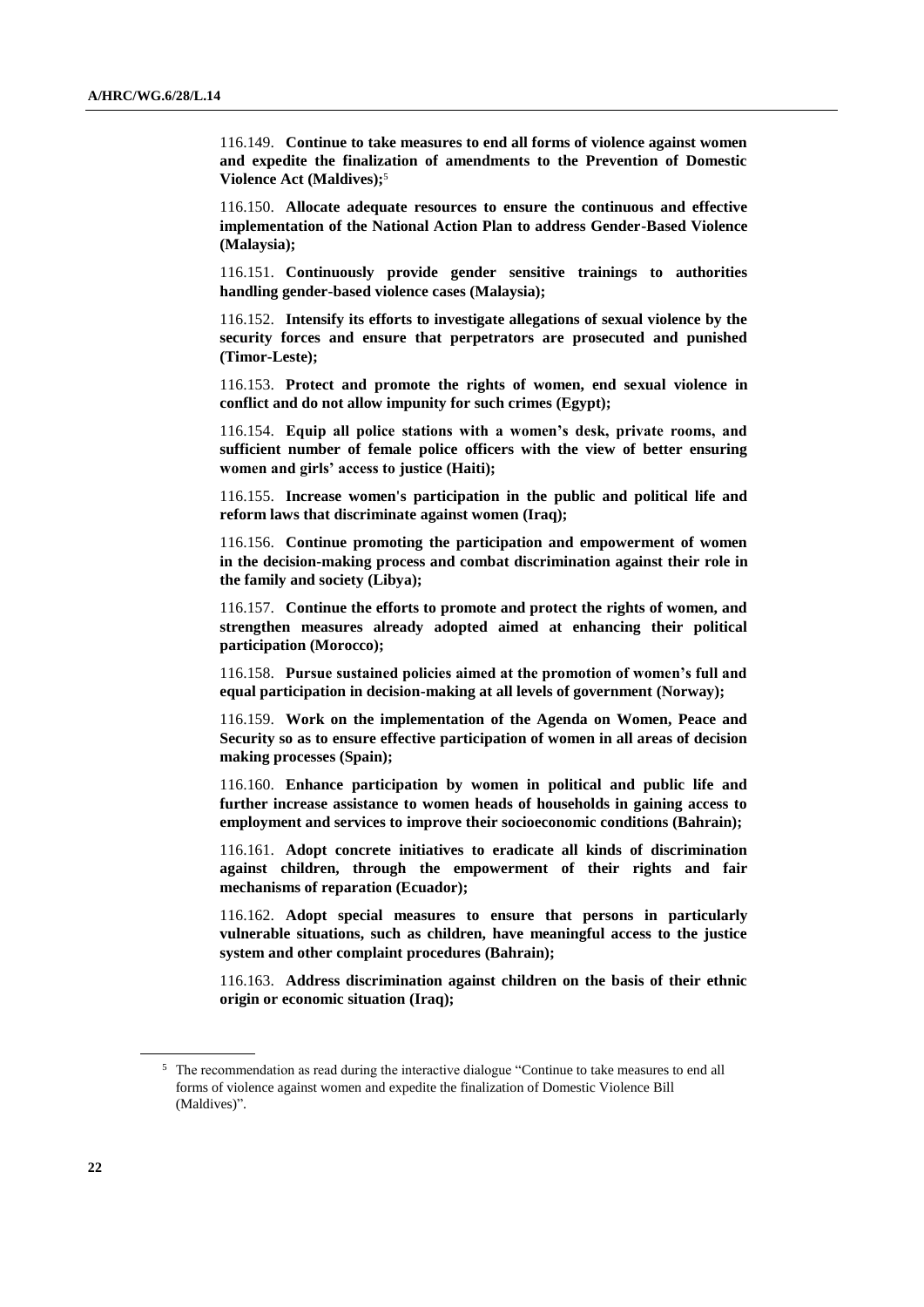116.149. **Continue to take measures to end all forms of violence against women and expedite the finalization of amendments to the Prevention of Domestic Violence Act (Maldives);**[5]

116.150. **Allocate adequate resources to ensure the continuous and effective implementation of the National Action Plan to address Gender-Based Violence (Malaysia);**

116.151. **Continuously provide gender sensitive trainings to authorities handling gender-based violence cases (Malaysia);**

116.152. **Intensify its efforts to investigate allegations of sexual violence by the security forces and ensure that perpetrators are prosecuted and punished (Timor-Leste);**

116.153. **Protect and promote the rights of women, end sexual violence in conflict and do not allow impunity for such crimes (Egypt);**

116.154. **Equip all police stations with a women's desk, private rooms, and sufficient number of female police officers with the view of better ensuring women and girls' access to justice (Haiti);**

116.155. **Increase women's participation in the public and political life and reform laws that discriminate against women (Iraq);**

116.156. **Continue promoting the participation and empowerment of women in the decision-making process and combat discrimination against their role in the family and society (Libya);**

116.157. **Continue the efforts to promote and protect the rights of women, and strengthen measures already adopted aimed at enhancing their political participation (Morocco);**

116.158. **Pursue sustained policies aimed at the promotion of women's full and equal participation in decision-making at all levels of government (Norway);**

116.159. **Work on the implementation of the Agenda on Women, Peace and Security so as to ensure effective participation of women in all areas of decision making processes (Spain);**

116.160. **Enhance participation by women in political and public life and further increase assistance to women heads of households in gaining access to employment and services to improve their socioeconomic conditions (Bahrain);**

116.161. **Adopt concrete initiatives to eradicate all kinds of discrimination against children, through the empowerment of their rights and fair mechanisms of reparation (Ecuador);**

116.162. **Adopt special measures to ensure that persons in particularly vulnerable situations, such as children, have meaningful access to the justice system and other complaint procedures (Bahrain);**

116.163. **Address discrimination against children on the basis of their ethnic origin or economic situation (Iraq);**

---

[5] The recommendation as read during the interactive dialogue "Continue to take measures to end all forms of violence against women and expedite the finalization of Domestic Violence Bill (Maldives)".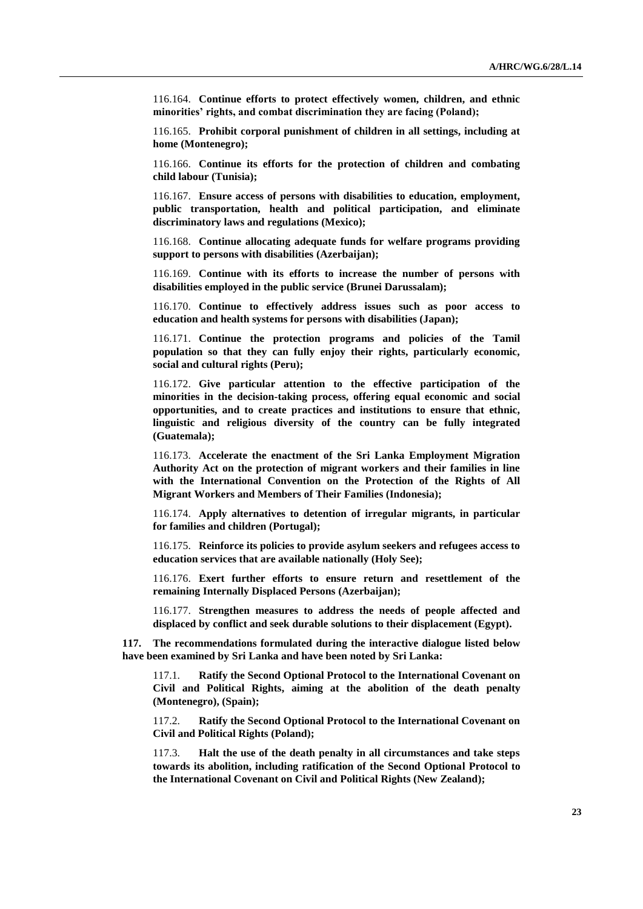116.164. **Continue efforts to protect effectively women, children, and ethnic minorities' rights, and combat discrimination they are facing (Poland);**

116.165. **Prohibit corporal punishment of children in all settings, including at home (Montenegro);**

116.166. **Continue its efforts for the protection of children and combating child labour (Tunisia);**

116.167. **Ensure access of persons with disabilities to education, employment, public transportation, health and political participation, and eliminate discriminatory laws and regulations (Mexico);**

116.168. **Continue allocating adequate funds for welfare programs providing support to persons with disabilities (Azerbaijan);**

116.169. **Continue with its efforts to increase the number of persons with disabilities employed in the public service (Brunei Darussalam);**

116.170. **Continue to effectively address issues such as poor access to education and health systems for persons with disabilities (Japan);**

116.171. **Continue the protection programs and policies of the Tamil population so that they can fully enjoy their rights, particularly economic, social and cultural rights (Peru);**

116.172. **Give particular attention to the effective participation of the minorities in the decision-taking process, offering equal economic and social opportunities, and to create practices and institutions to ensure that ethnic, linguistic and religious diversity of the country can be fully integrated (Guatemala);**

116.173. **Accelerate the enactment of the Sri Lanka Employment Migration Authority Act on the protection of migrant workers and their families in line with the International Convention on the Protection of the Rights of All Migrant Workers and Members of Their Families (Indonesia);**

116.174. **Apply alternatives to detention of irregular migrants, in particular for families and children (Portugal);**

116.175. **Reinforce its policies to provide asylum seekers and refugees access to education services that are available nationally (Holy See);**

116.176. **Exert further efforts to ensure return and resettlement of the remaining Internally Displaced Persons (Azerbaijan);**

116.177. **Strengthen measures to address the needs of people affected and displaced by conflict and seek durable solutions to their displacement (Egypt).**

**117. The recommendations formulated during the interactive dialogue listed below have been examined by Sri Lanka and have been noted by Sri Lanka:**

117.1. **Ratify the Second Optional Protocol to the International Covenant on Civil and Political Rights, aiming at the abolition of the death penalty (Montenegro), (Spain);**

117.2. **Ratify the Second Optional Protocol to the International Covenant on Civil and Political Rights (Poland);**

117.3. **Halt the use of the death penalty in all circumstances and take steps towards its abolition, including ratification of the Second Optional Protocol to the International Covenant on Civil and Political Rights (New Zealand);**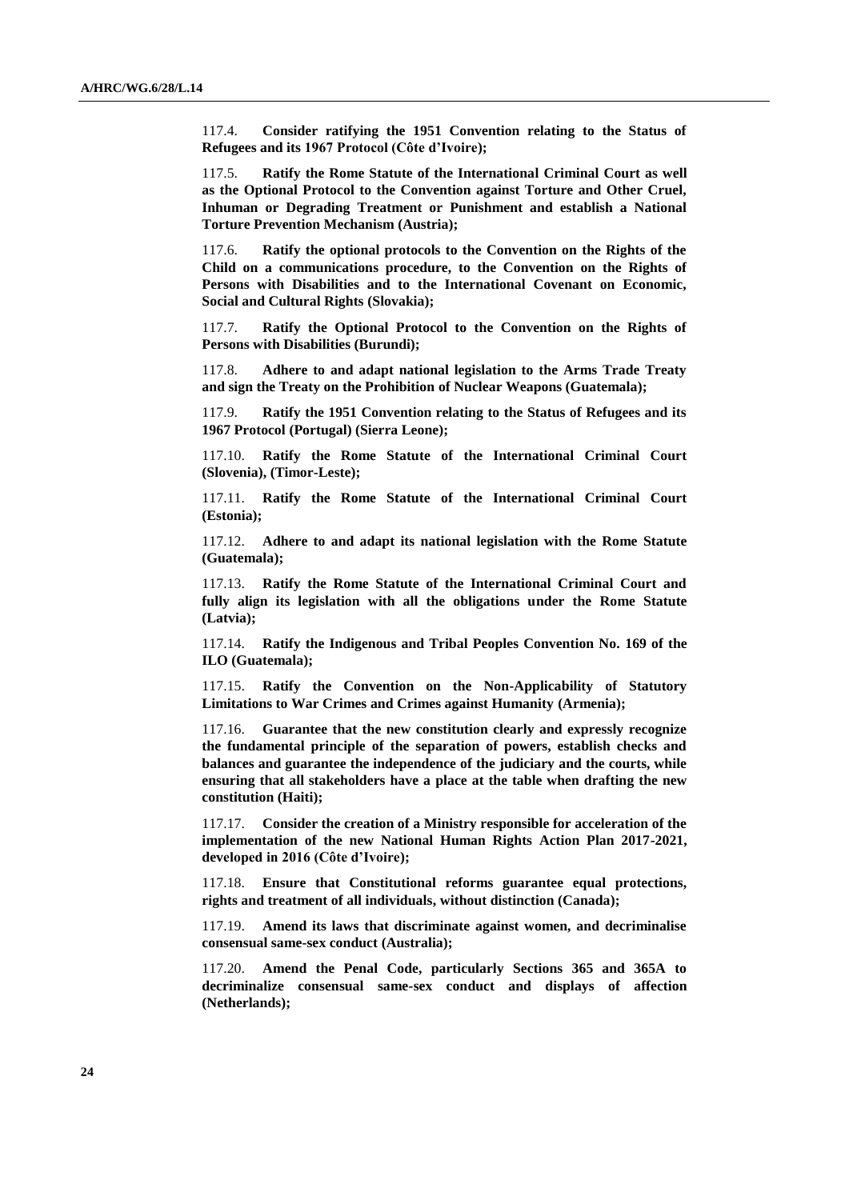117.4. **Consider ratifying the 1951 Convention relating to the Status of Refugees and its 1967 Protocol (Côte d'Ivoire);**

117.5. **Ratify the Rome Statute of the International Criminal Court as well as the Optional Protocol to the Convention against Torture and Other Cruel, Inhuman or Degrading Treatment or Punishment and establish a National Torture Prevention Mechanism (Austria);**

117.6. **Ratify the optional protocols to the Convention on the Rights of the Child on a communications procedure, to the Convention on the Rights of Persons with Disabilities and to the International Covenant on Economic, Social and Cultural Rights (Slovakia);**

117.7. **Ratify the Optional Protocol to the Convention on the Rights of Persons with Disabilities (Burundi);**

117.8. **Adhere to and adapt national legislation to the Arms Trade Treaty and sign the Treaty on the Prohibition of Nuclear Weapons (Guatemala);**

117.9. **Ratify the 1951 Convention relating to the Status of Refugees and its 1967 Protocol (Portugal) (Sierra Leone);**

117.10. **Ratify the Rome Statute of the International Criminal Court (Slovenia), (Timor-Leste);**

117.11. **Ratify the Rome Statute of the International Criminal Court (Estonia);**

117.12. **Adhere to and adapt its national legislation with the Rome Statute (Guatemala);**

117.13. **Ratify the Rome Statute of the International Criminal Court and fully align its legislation with all the obligations under the Rome Statute (Latvia);**

117.14. **Ratify the Indigenous and Tribal Peoples Convention No. 169 of the ILO (Guatemala);**

117.15. **Ratify the Convention on the Non-Applicability of Statutory Limitations to War Crimes and Crimes against Humanity (Armenia);**

117.16. **Guarantee that the new constitution clearly and expressly recognize the fundamental principle of the separation of powers, establish checks and balances and guarantee the independence of the judiciary and the courts, while ensuring that all stakeholders have a place at the table when drafting the new constitution (Haiti);**

117.17. **Consider the creation of a Ministry responsible for acceleration of the implementation of the new National Human Rights Action Plan 2017-2021, developed in 2016 (Côte d'Ivoire);**

117.18. **Ensure that Constitutional reforms guarantee equal protections, rights and treatment of all individuals, without distinction (Canada);**

117.19. **Amend its laws that discriminate against women, and decriminalise consensual same-sex conduct (Australia);**

117.20. **Amend the Penal Code, particularly Sections 365 and 365A to decriminalize consensual same-sex conduct and displays of affection (Netherlands);**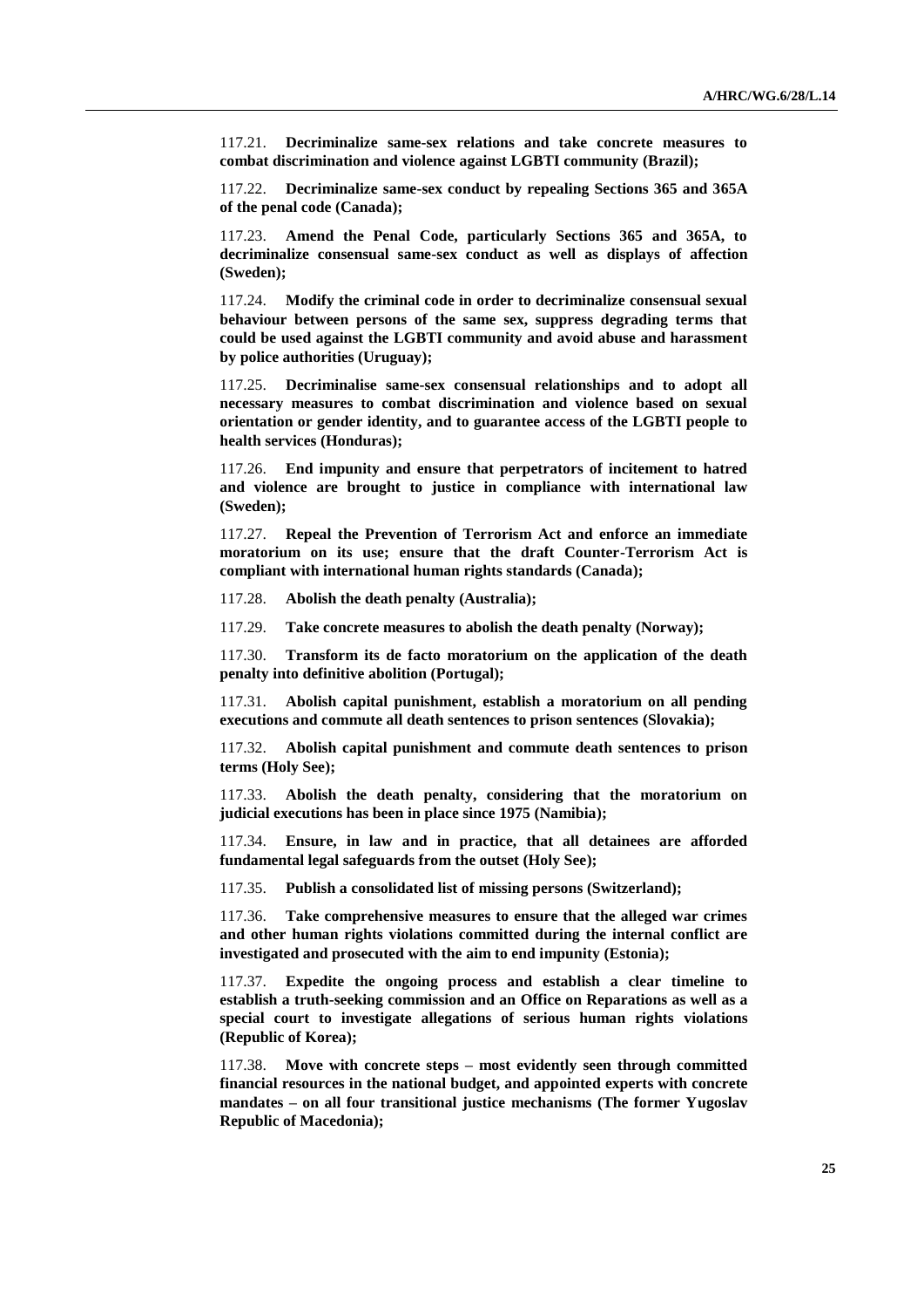117.21. **Decriminalize same-sex relations and take concrete measures to combat discrimination and violence against LGBTI community (Brazil);**

117.22. **Decriminalize same-sex conduct by repealing Sections 365 and 365A of the penal code (Canada);**

117.23. **Amend the Penal Code, particularly Sections 365 and 365A, to decriminalize consensual same-sex conduct as well as displays of affection (Sweden);**

117.24. **Modify the criminal code in order to decriminalize consensual sexual behaviour between persons of the same sex, suppress degrading terms that could be used against the LGBTI community and avoid abuse and harassment by police authorities (Uruguay);**

117.25. **Decriminalise same-sex consensual relationships and to adopt all necessary measures to combat discrimination and violence based on sexual orientation or gender identity, and to guarantee access of the LGBTI people to health services (Honduras);**

117.26. **End impunity and ensure that perpetrators of incitement to hatred and violence are brought to justice in compliance with international law (Sweden);**

117.27. **Repeal the Prevention of Terrorism Act and enforce an immediate moratorium on its use; ensure that the draft Counter-Terrorism Act is compliant with international human rights standards (Canada);**

117.28. **Abolish the death penalty (Australia);**

117.29. **Take concrete measures to abolish the death penalty (Norway);**

117.30. **Transform its de facto moratorium on the application of the death penalty into definitive abolition (Portugal);**

117.31. **Abolish capital punishment, establish a moratorium on all pending executions and commute all death sentences to prison sentences (Slovakia);**

117.32. **Abolish capital punishment and commute death sentences to prison terms (Holy See);**

117.33. **Abolish the death penalty, considering that the moratorium on judicial executions has been in place since 1975 (Namibia);**

117.34. **Ensure, in law and in practice, that all detainees are afforded fundamental legal safeguards from the outset (Holy See);**

117.35. **Publish a consolidated list of missing persons (Switzerland);**

117.36. **Take comprehensive measures to ensure that the alleged war crimes and other human rights violations committed during the internal conflict are investigated and prosecuted with the aim to end impunity (Estonia);**

117.37. **Expedite the ongoing process and establish a clear timeline to establish a truth-seeking commission and an Office on Reparations as well as a special court to investigate allegations of serious human rights violations (Republic of Korea);**

117.38. **Move with concrete steps – most evidently seen through committed financial resources in the national budget, and appointed experts with concrete mandates – on all four transitional justice mechanisms (The former Yugoslav Republic of Macedonia);**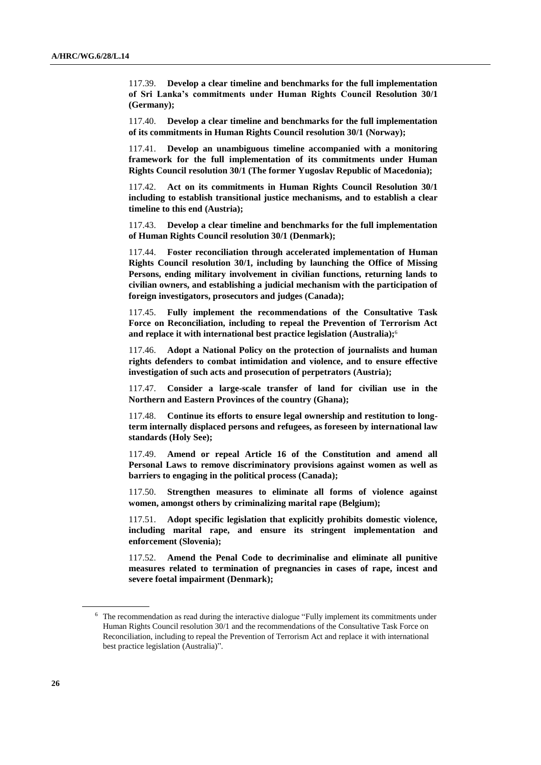117.39. **Develop a clear timeline and benchmarks for the full implementation of Sri Lanka's commitments under Human Rights Council Resolution 30/1 (Germany);**

117.40. **Develop a clear timeline and benchmarks for the full implementation of its commitments in Human Rights Council resolution 30/1 (Norway);**

117.41. **Develop an unambiguous timeline accompanied with a monitoring framework for the full implementation of its commitments under Human Rights Council resolution 30/1 (The former Yugoslav Republic of Macedonia);**

117.42. **Act on its commitments in Human Rights Council Resolution 30/1 including to establish transitional justice mechanisms, and to establish a clear timeline to this end (Austria);**

117.43. **Develop a clear timeline and benchmarks for the full implementation of Human Rights Council resolution 30/1 (Denmark);**

117.44. **Foster reconciliation through accelerated implementation of Human Rights Council resolution 30/1, including by launching the Office of Missing Persons, ending military involvement in civilian functions, returning lands to civilian owners, and establishing a judicial mechanism with the participation of foreign investigators, prosecutors and judges (Canada);**

117.45. **Fully implement the recommendations of the Consultative Task Force on Reconciliation, including to repeal the Prevention of Terrorism Act and replace it with international best practice legislation (Australia);**[6]

117.46. **Adopt a National Policy on the protection of journalists and human rights defenders to combat intimidation and violence, and to ensure effective investigation of such acts and prosecution of perpetrators (Austria);**

117.47. **Consider a large-scale transfer of land for civilian use in the Northern and Eastern Provinces of the country (Ghana);**

117.48. **Continue its efforts to ensure legal ownership and restitution to long-term internally displaced persons and refugees, as foreseen by international law standards (Holy See);**

117.49. **Amend or repeal Article 16 of the Constitution and amend all Personal Laws to remove discriminatory provisions against women as well as barriers to engaging in the political process (Canada);**

117.50. **Strengthen measures to eliminate all forms of violence against women, amongst others by criminalizing marital rape (Belgium);**

117.51. **Adopt specific legislation that explicitly prohibits domestic violence, including marital rape, and ensure its stringent implementation and enforcement (Slovenia);**

117.52. **Amend the Penal Code to decriminalise and eliminate all punitive measures related to termination of pregnancies in cases of rape, incest and severe foetal impairment (Denmark);**

---

[6] The recommendation as read during the interactive dialogue "Fully implement its commitments under Human Rights Council resolution 30/1 and the recommendations of the Consultative Task Force on Reconciliation, including to repeal the Prevention of Terrorism Act and replace it with international best practice legislation (Australia)".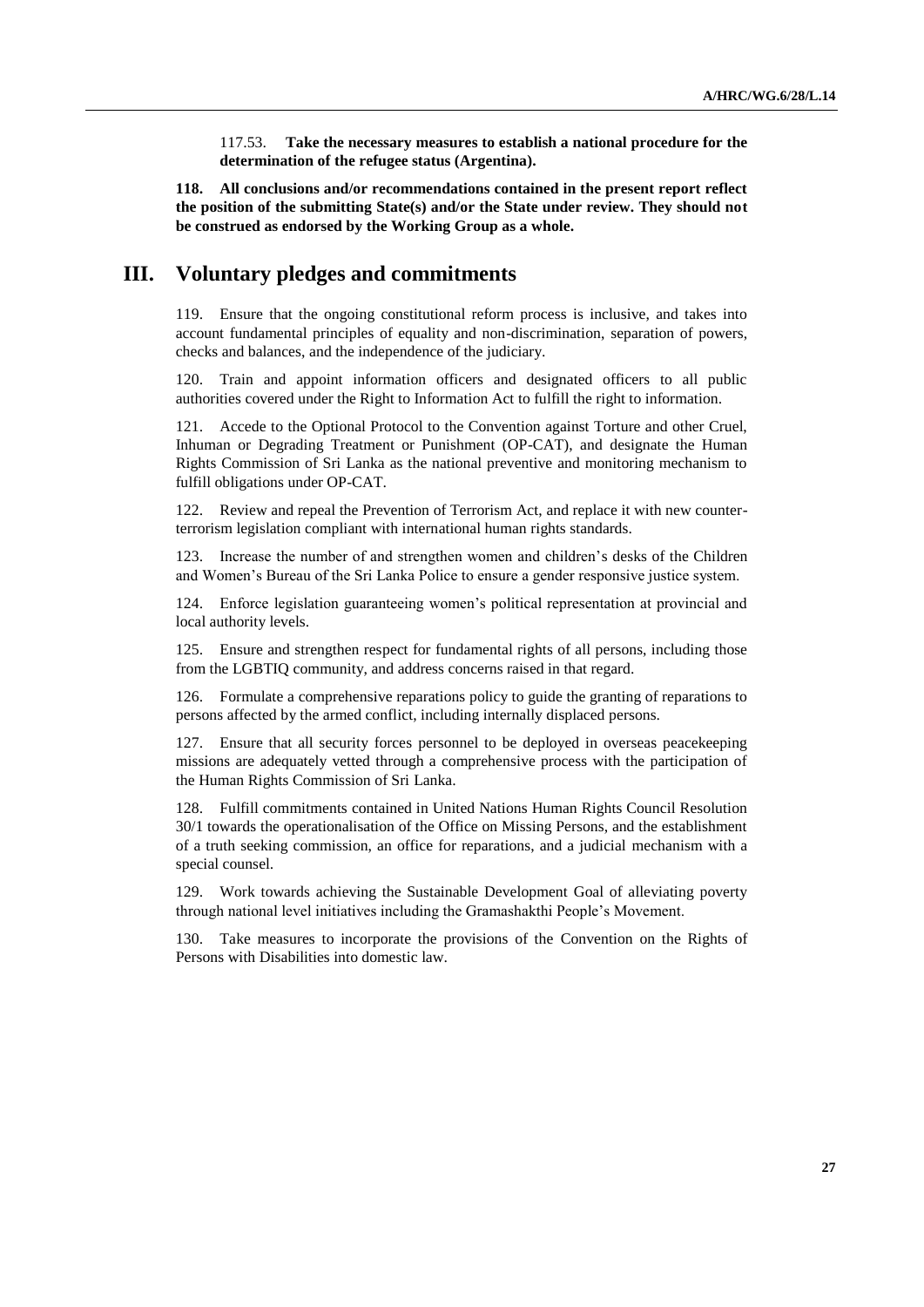117.53. **Take the necessary measures to establish a national procedure for the determination of the refugee status (Argentina).**

**118. All conclusions and/or recommendations contained in the present report reflect the position of the submitting State(s) and/or the State under review. They should not be construed as endorsed by the Working Group as a whole.**

## III. Voluntary pledges and commitments

119. Ensure that the ongoing constitutional reform process is inclusive, and takes into account fundamental principles of equality and non-discrimination, separation of powers, checks and balances, and the independence of the judiciary.

120. Train and appoint information officers and designated officers to all public authorities covered under the Right to Information Act to fulfill the right to information.

121. Accede to the Optional Protocol to the Convention against Torture and other Cruel, Inhuman or Degrading Treatment or Punishment (OP-CAT), and designate the Human Rights Commission of Sri Lanka as the national preventive and monitoring mechanism to fulfill obligations under OP-CAT.

122. Review and repeal the Prevention of Terrorism Act, and replace it with new counter-terrorism legislation compliant with international human rights standards.

123. Increase the number of and strengthen women and children's desks of the Children and Women's Bureau of the Sri Lanka Police to ensure a gender responsive justice system.

124. Enforce legislation guaranteeing women's political representation at provincial and local authority levels.

125. Ensure and strengthen respect for fundamental rights of all persons, including those from the LGBTIQ community, and address concerns raised in that regard.

126. Formulate a comprehensive reparations policy to guide the granting of reparations to persons affected by the armed conflict, including internally displaced persons.

127. Ensure that all security forces personnel to be deployed in overseas peacekeeping missions are adequately vetted through a comprehensive process with the participation of the Human Rights Commission of Sri Lanka.

128. Fulfill commitments contained in United Nations Human Rights Council Resolution 30/1 towards the operationalisation of the Office on Missing Persons, and the establishment of a truth seeking commission, an office for reparations, and a judicial mechanism with a special counsel.

129. Work towards achieving the Sustainable Development Goal of alleviating poverty through national level initiatives including the Gramashakthi People's Movement.

130. Take measures to incorporate the provisions of the Convention on the Rights of Persons with Disabilities into domestic law.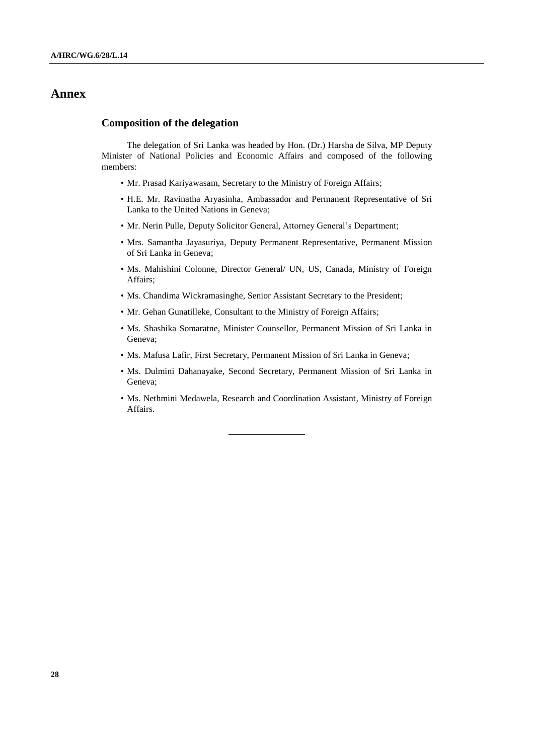# Annex

## Composition of the delegation

The delegation of Sri Lanka was headed by Hon. (Dr.) Harsha de Silva, MP Deputy Minister of National Policies and Economic Affairs and composed of the following members:

- Mr. Prasad Kariyawasam, Secretary to the Ministry of Foreign Affairs;
- H.E. Mr. Ravinatha Aryasinha, Ambassador and Permanent Representative of Sri Lanka to the United Nations in Geneva;
- Mr. Nerin Pulle, Deputy Solicitor General, Attorney General's Department;
- Mrs. Samantha Jayasuriya, Deputy Permanent Representative, Permanent Mission of Sri Lanka in Geneva;
- Ms. Mahishini Colonne, Director General/ UN, US, Canada, Ministry of Foreign Affairs;
- Ms. Chandima Wickramasinghe, Senior Assistant Secretary to the President;
- Mr. Gehan Gunatilleke, Consultant to the Ministry of Foreign Affairs;
- Ms. Shashika Somaratne, Minister Counsellor, Permanent Mission of Sri Lanka in Geneva;
- Ms. Mafusa Lafir, First Secretary, Permanent Mission of Sri Lanka in Geneva;
- Ms. Dulmini Dahanayake, Second Secretary, Permanent Mission of Sri Lanka in Geneva;
- Ms. Nethmini Medawela, Research and Coordination Assistant, Ministry of Foreign Affairs.